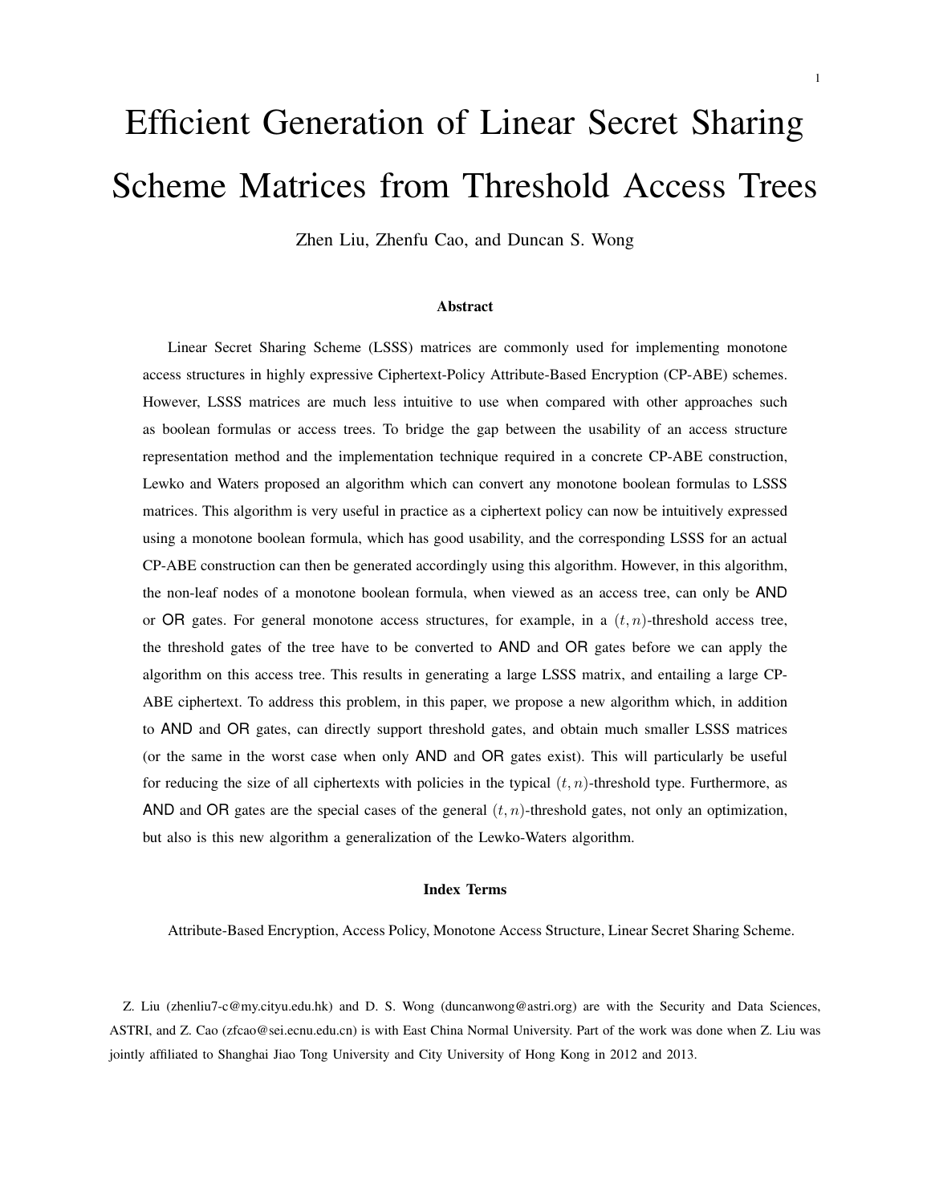# Efficient Generation of Linear Secret Sharing Scheme Matrices from Threshold Access Trees

Zhen Liu, Zhenfu Cao, and Duncan S. Wong

### Abstract

Linear Secret Sharing Scheme (LSSS) matrices are commonly used for implementing monotone access structures in highly expressive Ciphertext-Policy Attribute-Based Encryption (CP-ABE) schemes. However, LSSS matrices are much less intuitive to use when compared with other approaches such as boolean formulas or access trees. To bridge the gap between the usability of an access structure representation method and the implementation technique required in a concrete CP-ABE construction, Lewko and Waters proposed an algorithm which can convert any monotone boolean formulas to LSSS matrices. This algorithm is very useful in practice as a ciphertext policy can now be intuitively expressed using a monotone boolean formula, which has good usability, and the corresponding LSSS for an actual CP-ABE construction can then be generated accordingly using this algorithm. However, in this algorithm, the non-leaf nodes of a monotone boolean formula, when viewed as an access tree, can only be AND or OR gates. For general monotone access structures, for example, in a $(t, n)$-threshold access tree, the threshold gates of the tree have to be converted to AND and OR gates before we can apply the algorithm on this access tree. This results in generating a large LSSS matrix, and entailing a large CP-ABE ciphertext. To address this problem, in this paper, we propose a new algorithm which, in addition to AND and OR gates, can directly support threshold gates, and obtain much smaller LSSS matrices (or the same in the worst case when only AND and OR gates exist). This will particularly be useful for reducing the size of all ciphertexts with policies in the typical $(t, n)$-threshold type. Furthermore, as AND and OR gates are the special cases of the general $(t, n)$-threshold gates, not only an optimization, but also is this new algorithm a generalization of the Lewko-Waters algorithm.

### Index Terms

Attribute-Based Encryption, Access Policy, Monotone Access Structure, Linear Secret Sharing Scheme.

Z. Liu (zhenliu7-c@my.cityu.edu.hk) and D. S. Wong (duncanwong@astri.org) are with the Security and Data Sciences, ASTRI, and Z. Cao (zfcao@sei.ecnu.edu.cn) is with East China Normal University. Part of the work was done when Z. Liu was jointly affiliated to Shanghai Jiao Tong University and City University of Hong Kong in 2012 and 2013.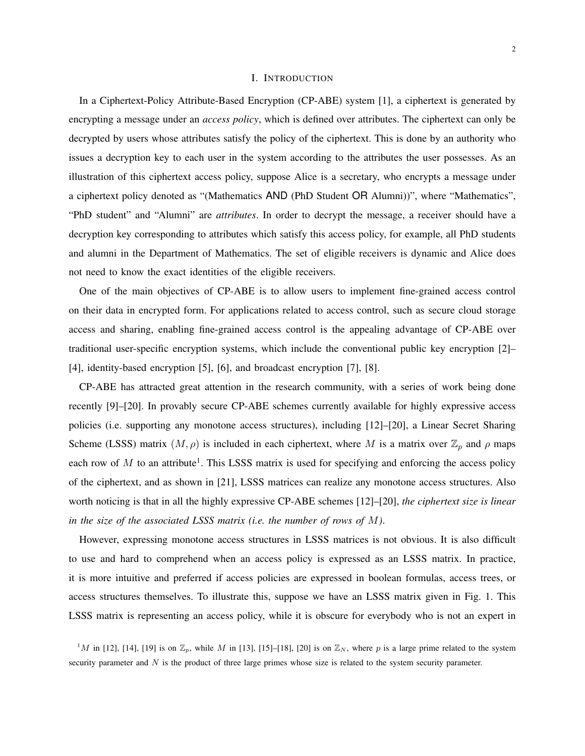# I. INTRODUCTION

In a Ciphertext-Policy Attribute-Based Encryption (CP-ABE) system [1], a ciphertext is generated by encrypting a message under an *access policy*, which is defined over attributes. The ciphertext can only be decrypted by users whose attributes satisfy the policy of the ciphertext. This is done by an authority who issues a decryption key to each user in the system according to the attributes the user possesses. As an illustration of this ciphertext access policy, suppose Alice is a secretary, who encrypts a message under a ciphertext policy denoted as "(Mathematics AND (PhD Student OR Alumni))", where "Mathematics", "PhD student" and "Alumni" are *attributes*. In order to decrypt the message, a receiver should have a decryption key corresponding to attributes which satisfy this access policy, for example, all PhD students and alumni in the Department of Mathematics. The set of eligible receivers is dynamic and Alice does not need to know the exact identities of the eligible receivers.

One of the main objectives of CP-ABE is to allow users to implement fine-grained access control on their data in encrypted form. For applications related to access control, such as secure cloud storage access and sharing, enabling fine-grained access control is the appealing advantage of CP-ABE over traditional user-specific encryption systems, which include the conventional public key encryption [2]–[4], identity-based encryption [5], [6], and broadcast encryption [7], [8].

CP-ABE has attracted great attention in the research community, with a series of work being done recently [9]–[20]. In provably secure CP-ABE schemes currently available for highly expressive access policies (i.e. supporting any monotone access structures), including [12]–[20], a Linear Secret Sharing Scheme (LSSS) matrix $(M, \rho)$ is included in each ciphertext, where $M$ is a matrix over $\mathbb{Z}_p$ and $\rho$ maps each row of $M$ to an attribute[1]. This LSSS matrix is used for specifying and enforcing the access policy of the ciphertext, and as shown in [21], LSSS matrices can realize any monotone access structures. Also worth noticing is that in all the highly expressive CP-ABE schemes [12]–[20], *the ciphertext size is linear in the size of the associated LSSS matrix (i.e. the number of rows of $M$).*

However, expressing monotone access structures in LSSS matrices is not obvious. It is also difficult to use and hard to comprehend when an access policy is expressed as an LSSS matrix. In practice, it is more intuitive and preferred if access policies are expressed in boolean formulas, access trees, or access structures themselves. To illustrate this, suppose we have an LSSS matrix given in Fig. 1. This LSSS matrix is representing an access policy, while it is obscure for everybody who is not an expert in

[1] $M$ in [12], [14], [19] is on $\mathbb{Z}_p$, while $M$ in [13], [15]–[18], [20] is on $\mathbb{Z}_N$, where $p$ is a large prime related to the system security parameter and $N$ is the product of three large primes whose size is related to the system security parameter.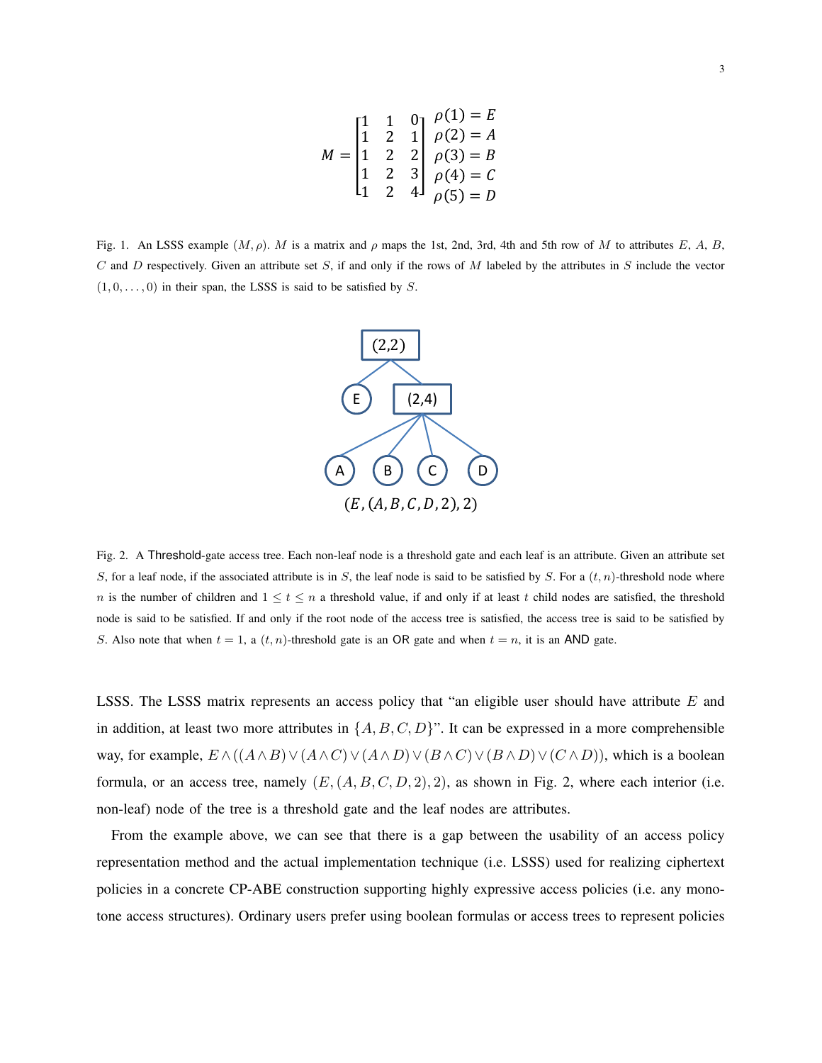$$M = \begin{bmatrix} 1 & 1 & 0 \\ 1 & 2 & 1 \\ 1 & 2 & 2 \\ 1 & 2 & 3 \\ 1 & 2 & 4 \end{bmatrix} \begin{matrix} \rho(1) = E \\ \rho(2) = A \\ \rho(3) = B \\ \rho(4) = C \\ \rho(5) = D \end{matrix}$$

Fig. 1. An LSSS example $(M, \rho)$. $M$ is a matrix and $\rho$ maps the 1st, 2nd, 3rd, 4th and 5th row of $M$ to attributes $E$, $A$, $B$, $C$ and $D$ respectively. Given an attribute set $S$, if and only if the rows of $M$ labeled by the attributes in $S$ include the vector $(1, 0, \ldots, 0)$ in their span, the LSSS is said to be satisfied by $S$.

$(E, (A, B, C, D, 2), 2)$

Fig. 2. A Threshold-gate access tree. Each non-leaf node is a threshold gate and each leaf is an attribute. Given an attribute set $S$, for a leaf node, if the associated attribute is in $S$, the leaf node is said to be satisfied by $S$. For a $(t, n)$-threshold node where $n$ is the number of children and $1 \leq t \leq n$ a threshold value, if and only if at least $t$ child nodes are satisfied, the threshold node is said to be satisfied. If and only if the root node of the access tree is satisfied, the access tree is said to be satisfied by $S$. Also note that when $t = 1$, a $(t, n)$-threshold gate is an OR gate and when $t = n$, it is an AND gate.

LSSS. The LSSS matrix represents an access policy that "an eligible user should have attribute $E$ and in addition, at least two more attributes in $\{A, B, C, D\}$". It can be expressed in a more comprehensible way, for example, $E \wedge ((A \wedge B) \vee (A \wedge C) \vee (A \wedge D) \vee (B \wedge C) \vee (B \wedge D) \vee (C \wedge D))$, which is a boolean formula, or an access tree, namely $(E, (A, B, C, D, 2), 2)$, as shown in Fig. 2, where each interior (i.e. non-leaf) node of the tree is a threshold gate and the leaf nodes are attributes.

From the example above, we can see that there is a gap between the usability of an access policy representation method and the actual implementation technique (i.e. LSSS) used for realizing ciphertext policies in a concrete CP-ABE construction supporting highly expressive access policies (i.e. any monotone access structures). Ordinary users prefer using boolean formulas or access trees to represent policies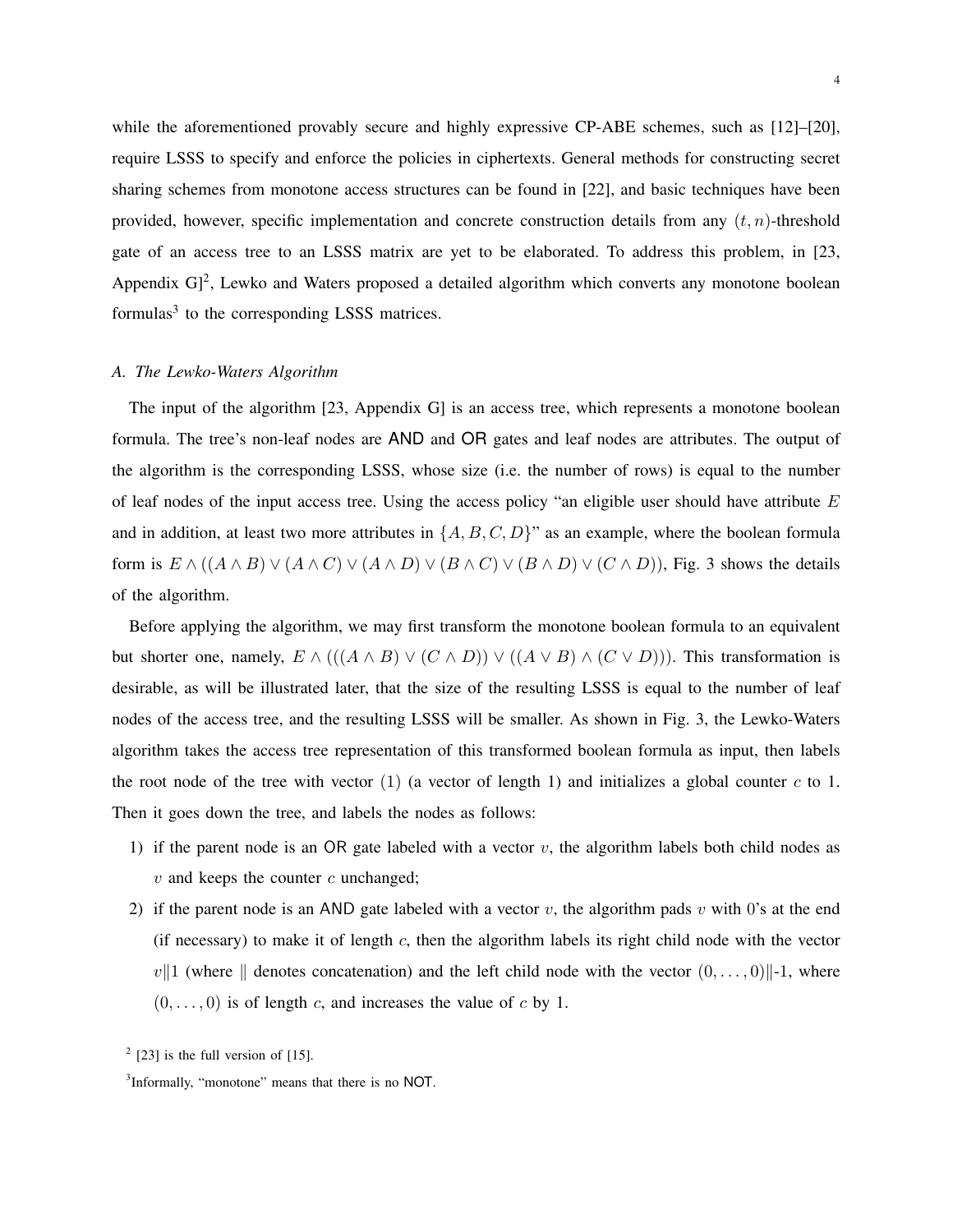while the aforementioned provably secure and highly expressive CP-ABE schemes, such as [12]–[20], require LSSS to specify and enforce the policies in ciphertexts. General methods for constructing secret sharing schemes from monotone access structures can be found in [22], and basic techniques have been provided, however, specific implementation and concrete construction details from any $(t, n)$-threshold gate of an access tree to an LSSS matrix are yet to be elaborated. To address this problem, in [23, Appendix G][2], Lewko and Waters proposed a detailed algorithm which converts any monotone boolean formulas[3] to the corresponding LSSS matrices.

### A. The Lewko-Waters Algorithm

The input of the algorithm [23, Appendix G] is an access tree, which represents a monotone boolean formula. The tree's non-leaf nodes are AND and OR gates and leaf nodes are attributes. The output of the algorithm is the corresponding LSSS, whose size (i.e. the number of rows) is equal to the number of leaf nodes of the input access tree. Using the access policy "an eligible user should have attribute $E$ and in addition, at least two more attributes in $\{A, B, C, D\}$" as an example, where the boolean formula form is $E \wedge ((A \wedge B) \vee (A \wedge C) \vee (A \wedge D) \vee (B \wedge C) \vee (B \wedge D) \vee (C \wedge D))$, Fig. 3 shows the details of the algorithm.

Before applying the algorithm, we may first transform the monotone boolean formula to an equivalent but shorter one, namely, $E \wedge (((A \wedge B) \vee (C \wedge D)) \vee ((A \vee B) \wedge (C \vee D)))$. This transformation is desirable, as will be illustrated later, that the size of the resulting LSSS is equal to the number of leaf nodes of the access tree, and the resulting LSSS will be smaller. As shown in Fig. 3, the Lewko-Waters algorithm takes the access tree representation of this transformed boolean formula as input, then labels the root node of the tree with vector $(1)$ (a vector of length 1) and initializes a global counter $c$ to 1. Then it goes down the tree, and labels the nodes as follows:

1) if the parent node is an OR gate labeled with a vector $v$, the algorithm labels both child nodes as $v$ and keeps the counter $c$ unchanged;
2) if the parent node is an AND gate labeled with a vector $v$, the algorithm pads $v$ with 0's at the end (if necessary) to make it of length $c$, then the algorithm labels its right child node with the vector $v\|1$ (where $\|$ denotes concatenation) and the left child node with the vector $(0, \ldots, 0)\|$-1, where $(0, \ldots, 0)$ is of length $c$, and increases the value of $c$ by 1.

[2] [23] is the full version of [15].

[3] Informally, "monotone" means that there is no NOT.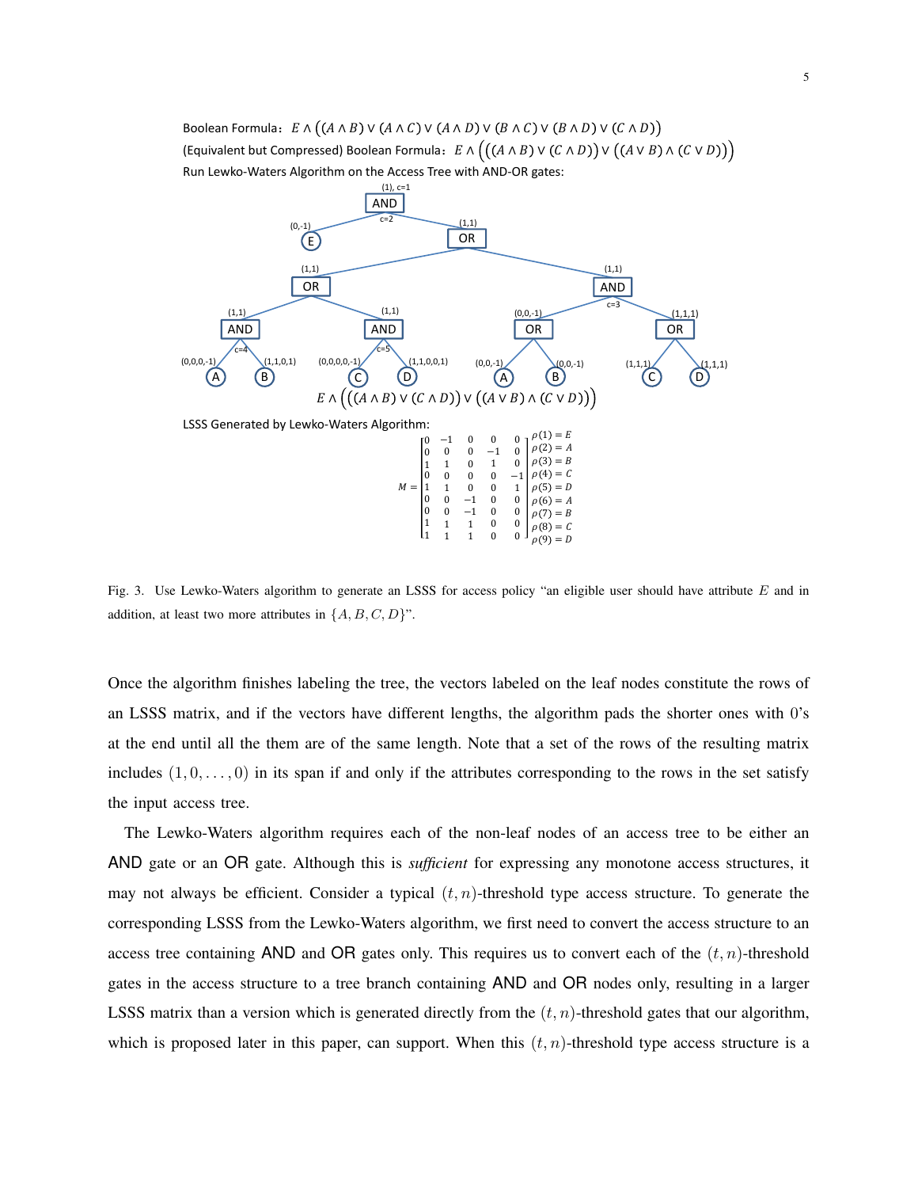Boolean Formula: $E \wedge ((A \wedge B) \vee (A \wedge C) \vee (A \wedge D) \vee (B \wedge C) \vee (B \wedge D) \vee (C \wedge D))$

(Equivalent but Compressed) Boolean Formula: $E \wedge (((A \wedge B) \vee (C \wedge D)) \vee ((A \vee B) \wedge (C \vee D)))$

Run Lewko-Waters Algorithm on the Access Tree with AND-OR gates:

$E \wedge (((A \wedge B) \vee (C \wedge D)) \vee ((A \vee B) \wedge (C \vee D)))$

LSSS Generated by Lewko-Waters Algorithm:

$$M = \begin{bmatrix} 0 & -1 & 0 & 0 & 0 \\ 0 & 0 & 0 & -1 & 0 \\ 1 & 1 & 0 & 1 & 0 \\ 0 & 0 & 0 & 0 & -1 \\ 1 & 1 & 0 & 0 & 1 \\ 0 & 0 & -1 & 0 & 0 \\ 0 & 0 & -1 & 0 & 0 \\ 1 & 1 & 1 & 0 & 0 \\ 1 & 1 & 1 & 0 & 0 \end{bmatrix} \begin{matrix} \rho(1) = E \\ \rho(2) = A \\ \rho(3) = B \\ \rho(4) = C \\ \rho(5) = D \\ \rho(6) = A \\ \rho(7) = B \\ \rho(8) = C \\ \rho(9) = D \end{matrix}$$

Fig. 3. Use Lewko-Waters algorithm to generate an LSSS for access policy "an eligible user should have attribute $E$ and in addition, at least two more attributes in $\{A, B, C, D\}$".

Once the algorithm finishes labeling the tree, the vectors labeled on the leaf nodes constitute the rows of an LSSS matrix, and if the vectors have different lengths, the algorithm pads the shorter ones with 0's at the end until all the them are of the same length. Note that a set of the rows of the resulting matrix includes $(1, 0, \ldots, 0)$ in its span if and only if the attributes corresponding to the rows in the set satisfy the input access tree.

The Lewko-Waters algorithm requires each of the non-leaf nodes of an access tree to be either an AND gate or an OR gate. Although this is *sufficient* for expressing any monotone access structures, it may not always be efficient. Consider a typical $(t, n)$-threshold type access structure. To generate the corresponding LSSS from the Lewko-Waters algorithm, we first need to convert the access structure to an access tree containing AND and OR gates only. This requires us to convert each of the $(t, n)$-threshold gates in the access structure to a tree branch containing AND and OR nodes only, resulting in a larger LSSS matrix than a version which is generated directly from the $(t, n)$-threshold gates that our algorithm, which is proposed later in this paper, can support. When this $(t, n)$-threshold type access structure is a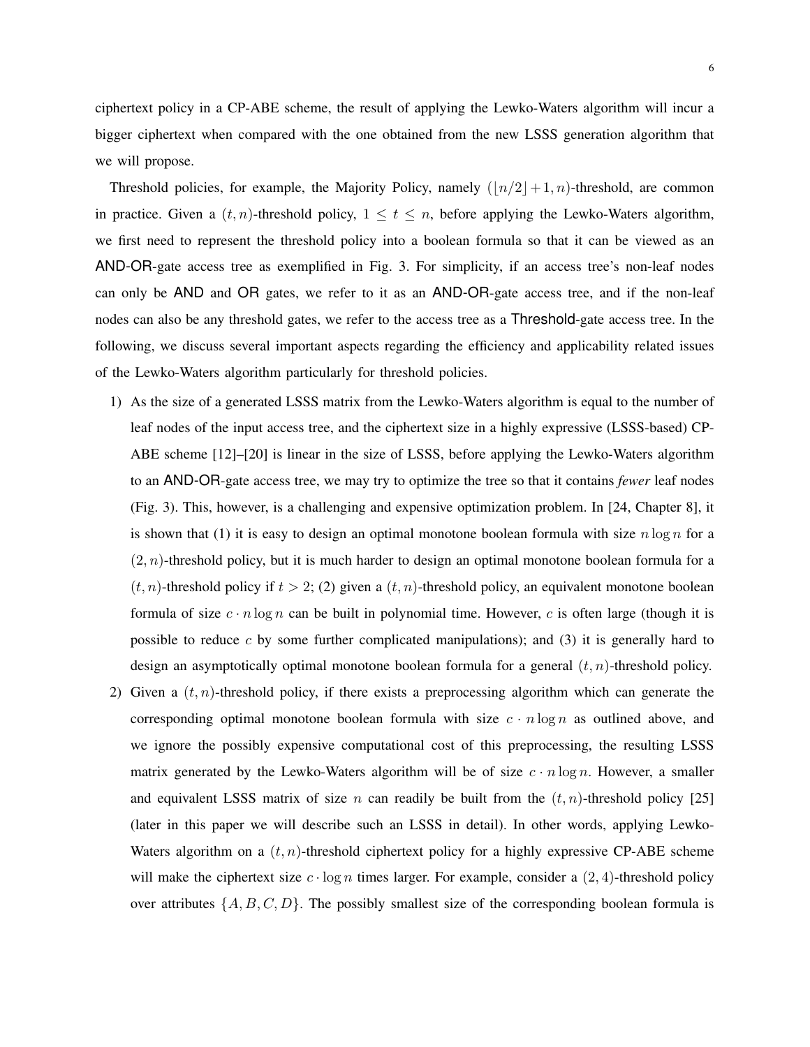ciphertext policy in a CP-ABE scheme, the result of applying the Lewko-Waters algorithm will incur a bigger ciphertext when compared with the one obtained from the new LSSS generation algorithm that we will propose.

Threshold policies, for example, the Majority Policy, namely $(\lfloor n/2 \rfloor + 1, n)$-threshold, are common in practice. Given a $(t, n)$-threshold policy, $1 \leq t \leq n$, before applying the Lewko-Waters algorithm, we first need to represent the threshold policy into a boolean formula so that it can be viewed as an AND-OR-gate access tree as exemplified in Fig. 3. For simplicity, if an access tree's non-leaf nodes can only be AND and OR gates, we refer to it as an AND-OR-gate access tree, and if the non-leaf nodes can also be any threshold gates, we refer to the access tree as a Threshold-gate access tree. In the following, we discuss several important aspects regarding the efficiency and applicability related issues of the Lewko-Waters algorithm particularly for threshold policies.

1) As the size of a generated LSSS matrix from the Lewko-Waters algorithm is equal to the number of leaf nodes of the input access tree, and the ciphertext size in a highly expressive (LSSS-based) CP-ABE scheme [12]–[20] is linear in the size of LSSS, before applying the Lewko-Waters algorithm to an AND-OR-gate access tree, we may try to optimize the tree so that it contains *fewer* leaf nodes (Fig. 3). This, however, is a challenging and expensive optimization problem. In [24, Chapter 8], it is shown that (1) it is easy to design an optimal monotone boolean formula with size $n \log n$ for a $(2, n)$-threshold policy, but it is much harder to design an optimal monotone boolean formula for a $(t, n)$-threshold policy if $t > 2$; (2) given a $(t, n)$-threshold policy, an equivalent monotone boolean formula of size $c \cdot n \log n$ can be built in polynomial time. However, $c$ is often large (though it is possible to reduce $c$ by some further complicated manipulations); and (3) it is generally hard to design an asymptotically optimal monotone boolean formula for a general $(t, n)$-threshold policy.
2) Given a $(t, n)$-threshold policy, if there exists a preprocessing algorithm which can generate the corresponding optimal monotone boolean formula with size $c \cdot n \log n$ as outlined above, and we ignore the possibly expensive computational cost of this preprocessing, the resulting LSSS matrix generated by the Lewko-Waters algorithm will be of size $c \cdot n \log n$. However, a smaller and equivalent LSSS matrix of size $n$ can readily be built from the $(t, n)$-threshold policy [25] (later in this paper we will describe such an LSSS in detail). In other words, applying Lewko-Waters algorithm on a $(t, n)$-threshold ciphertext policy for a highly expressive CP-ABE scheme will make the ciphertext size $c \cdot \log n$ times larger. For example, consider a $(2, 4)$-threshold policy over attributes $\{A, B, C, D\}$. The possibly smallest size of the corresponding boolean formula is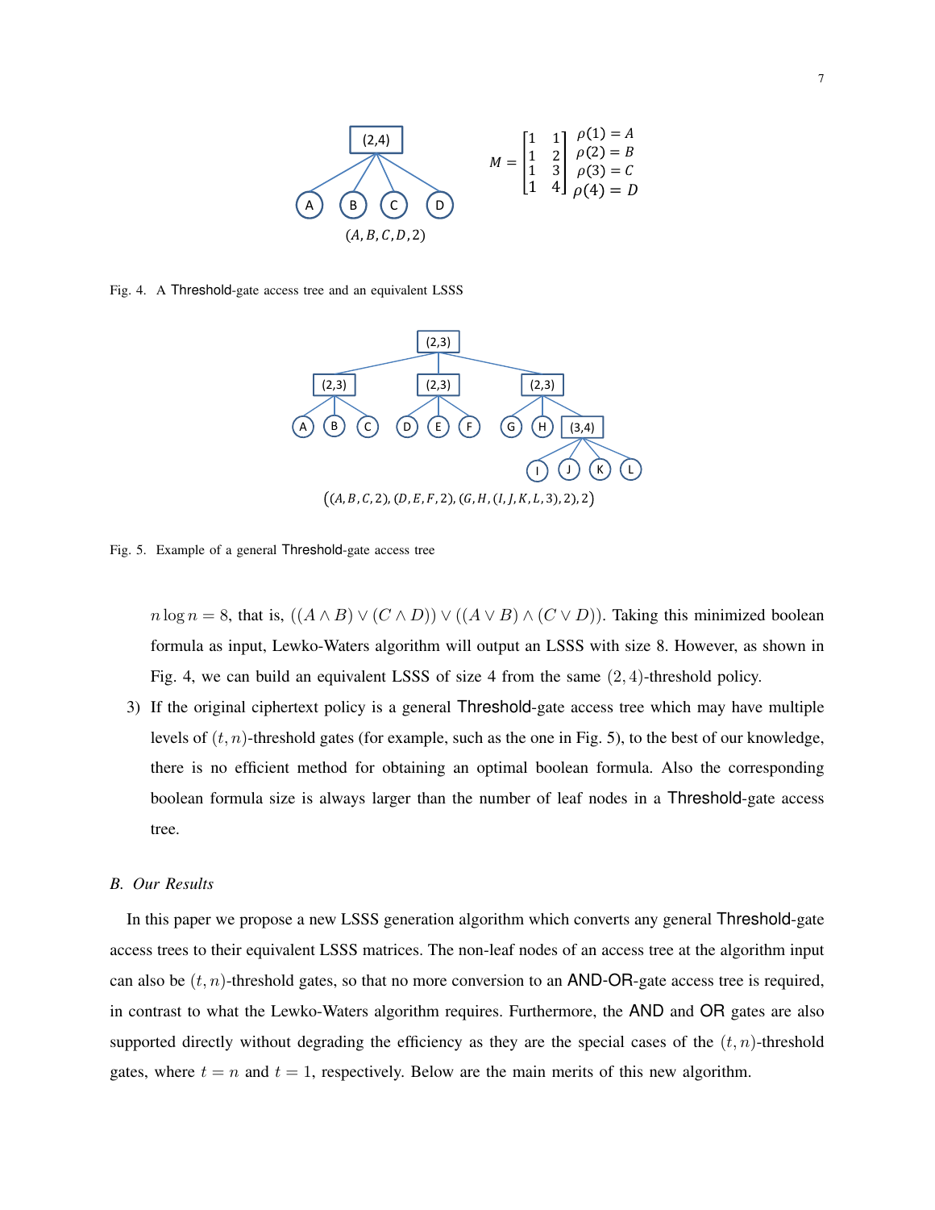$$M = \begin{bmatrix} 1 & 1 \\ 1 & 2 \\ 1 & 3 \\ 1 & 4 \end{bmatrix} \begin{matrix} \rho(1) = A \\ \rho(2) = B \\ \rho(3) = C \\ \rho(4) = D \end{matrix}$$

$(A, B, C, D, 2)$

Fig. 4. A Threshold-gate access tree and an equivalent LSSS

$((A, B, C, 2), (D, E, F, 2), (G, H, (I, J, K, L, 3), 2), 2)$

Fig. 5. Example of a general Threshold-gate access tree

$n \log n = 8$, that is, $((A \wedge B) \vee (C \wedge D)) \vee ((A \vee B) \wedge (C \vee D))$. Taking this minimized boolean formula as input, Lewko-Waters algorithm will output an LSSS with size 8. However, as shown in Fig. 4, we can build an equivalent LSSS of size 4 from the same $(2, 4)$-threshold policy.

3) If the original ciphertext policy is a general Threshold-gate access tree which may have multiple levels of $(t, n)$-threshold gates (for example, such as the one in Fig. 5), to the best of our knowledge, there is no efficient method for obtaining an optimal boolean formula. Also the corresponding boolean formula size is always larger than the number of leaf nodes in a Threshold-gate access tree.

### B. Our Results

In this paper we propose a new LSSS generation algorithm which converts any general Threshold-gate access trees to their equivalent LSSS matrices. The non-leaf nodes of an access tree at the algorithm input can also be $(t, n)$-threshold gates, so that no more conversion to an AND-OR-gate access tree is required, in contrast to what the Lewko-Waters algorithm requires. Furthermore, the AND and OR gates are also supported directly without degrading the efficiency as they are the special cases of the $(t, n)$-threshold gates, where $t = n$ and $t = 1$, respectively. Below are the main merits of this new algorithm.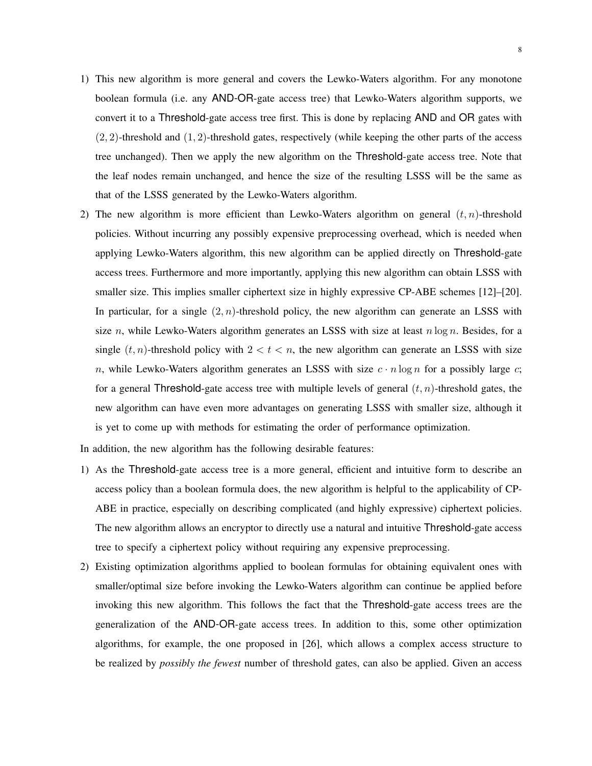1) This new algorithm is more general and covers the Lewko-Waters algorithm. For any monotone boolean formula (i.e. any AND-OR-gate access tree) that Lewko-Waters algorithm supports, we convert it to a Threshold-gate access tree first. This is done by replacing AND and OR gates with $(2, 2)$-threshold and $(1, 2)$-threshold gates, respectively (while keeping the other parts of the access tree unchanged). Then we apply the new algorithm on the Threshold-gate access tree. Note that the leaf nodes remain unchanged, and hence the size of the resulting LSSS will be the same as that of the LSSS generated by the Lewko-Waters algorithm.
2) The new algorithm is more efficient than Lewko-Waters algorithm on general $(t, n)$-threshold policies. Without incurring any possibly expensive preprocessing overhead, which is needed when applying Lewko-Waters algorithm, this new algorithm can be applied directly on Threshold-gate access trees. Furthermore and more importantly, applying this new algorithm can obtain LSSS with smaller size. This implies smaller ciphertext size in highly expressive CP-ABE schemes [12]–[20]. In particular, for a single $(2, n)$-threshold policy, the new algorithm can generate an LSSS with size $n$, while Lewko-Waters algorithm generates an LSSS with size at least $n \log n$. Besides, for a single $(t, n)$-threshold policy with $2 < t < n$, the new algorithm can generate an LSSS with size $n$, while Lewko-Waters algorithm generates an LSSS with size $c \cdot n \log n$ for a possibly large $c$; for a general Threshold-gate access tree with multiple levels of general $(t, n)$-threshold gates, the new algorithm can have even more advantages on generating LSSS with smaller size, although it is yet to come up with methods for estimating the order of performance optimization.

In addition, the new algorithm has the following desirable features:

1) As the Threshold-gate access tree is a more general, efficient and intuitive form to describe an access policy than a boolean formula does, the new algorithm is helpful to the applicability of CP-ABE in practice, especially on describing complicated (and highly expressive) ciphertext policies. The new algorithm allows an encryptor to directly use a natural and intuitive Threshold-gate access tree to specify a ciphertext policy without requiring any expensive preprocessing.
2) Existing optimization algorithms applied to boolean formulas for obtaining equivalent ones with smaller/optimal size before invoking the Lewko-Waters algorithm can continue be applied before invoking this new algorithm. This follows the fact that the Threshold-gate access trees are the generalization of the AND-OR-gate access trees. In addition to this, some other optimization algorithms, for example, the one proposed in [26], which allows a complex access structure to be realized by *possibly the fewest* number of threshold gates, can also be applied. Given an access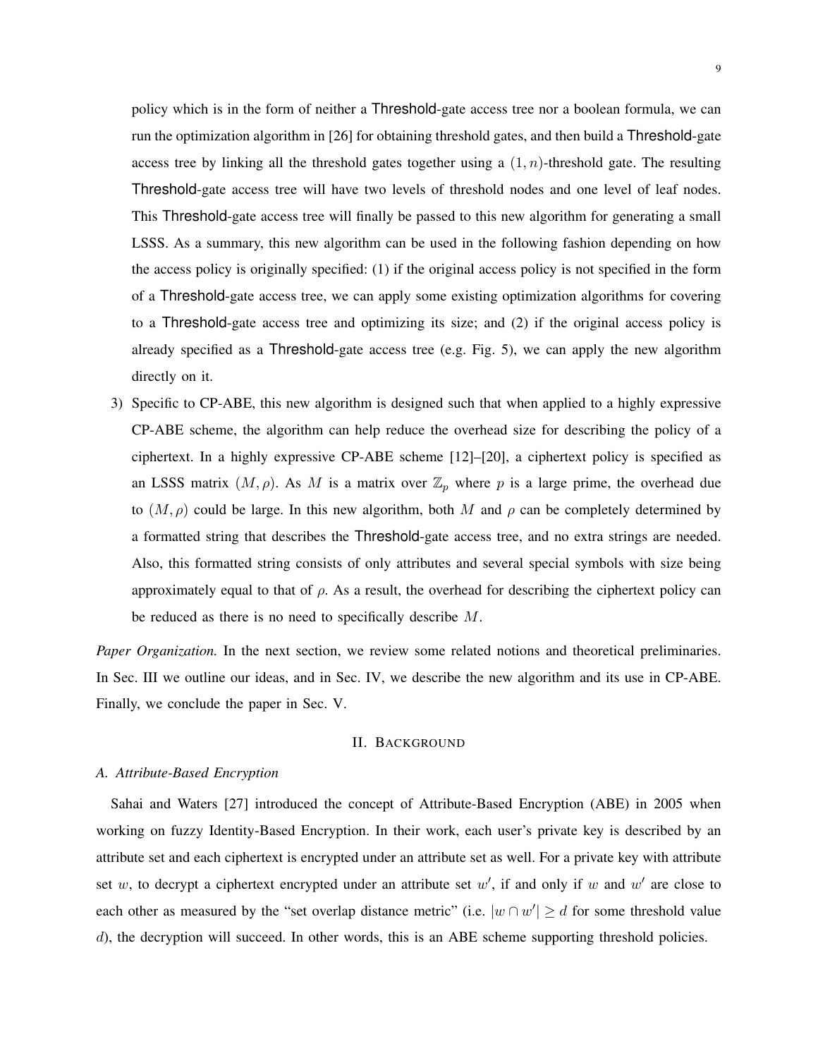policy which is in the form of neither a Threshold-gate access tree nor a boolean formula, we can run the optimization algorithm in [26] for obtaining threshold gates, and then build a Threshold-gate access tree by linking all the threshold gates together using a $(1, n)$-threshold gate. The resulting Threshold-gate access tree will have two levels of threshold nodes and one level of leaf nodes. This Threshold-gate access tree will finally be passed to this new algorithm for generating a small LSSS. As a summary, this new algorithm can be used in the following fashion depending on how the access policy is originally specified: (1) if the original access policy is not specified in the form of a Threshold-gate access tree, we can apply some existing optimization algorithms for covering to a Threshold-gate access tree and optimizing its size; and (2) if the original access policy is already specified as a Threshold-gate access tree (e.g. Fig. 5), we can apply the new algorithm directly on it.

3) Specific to CP-ABE, this new algorithm is designed such that when applied to a highly expressive CP-ABE scheme, the algorithm can help reduce the overhead size for describing the policy of a ciphertext. In a highly expressive CP-ABE scheme [12]–[20], a ciphertext policy is specified as an LSSS matrix $(M, \rho)$. As $M$ is a matrix over $\mathbb{Z}_p$ where $p$ is a large prime, the overhead due to $(M, \rho)$ could be large. In this new algorithm, both $M$ and $\rho$ can be completely determined by a formatted string that describes the Threshold-gate access tree, and no extra strings are needed. Also, this formatted string consists of only attributes and several special symbols with size being approximately equal to that of $\rho$. As a result, the overhead for describing the ciphertext policy can be reduced as there is no need to specifically describe $M$.

*Paper Organization.* In the next section, we review some related notions and theoretical preliminaries. In Sec. III we outline our ideas, and in Sec. IV, we describe the new algorithm and its use in CP-ABE. Finally, we conclude the paper in Sec. V.

## II. Background

### A. Attribute-Based Encryption

Sahai and Waters [27] introduced the concept of Attribute-Based Encryption (ABE) in 2005 when working on fuzzy Identity-Based Encryption. In their work, each user's private key is described by an attribute set and each ciphertext is encrypted under an attribute set as well. For a private key with attribute set $w$, to decrypt a ciphertext encrypted under an attribute set $w'$, if and only if $w$ and $w'$ are close to each other as measured by the "set overlap distance metric" (i.e. $|w \cap w'| \geq d$ for some threshold value $d$), the decryption will succeed. In other words, this is an ABE scheme supporting threshold policies.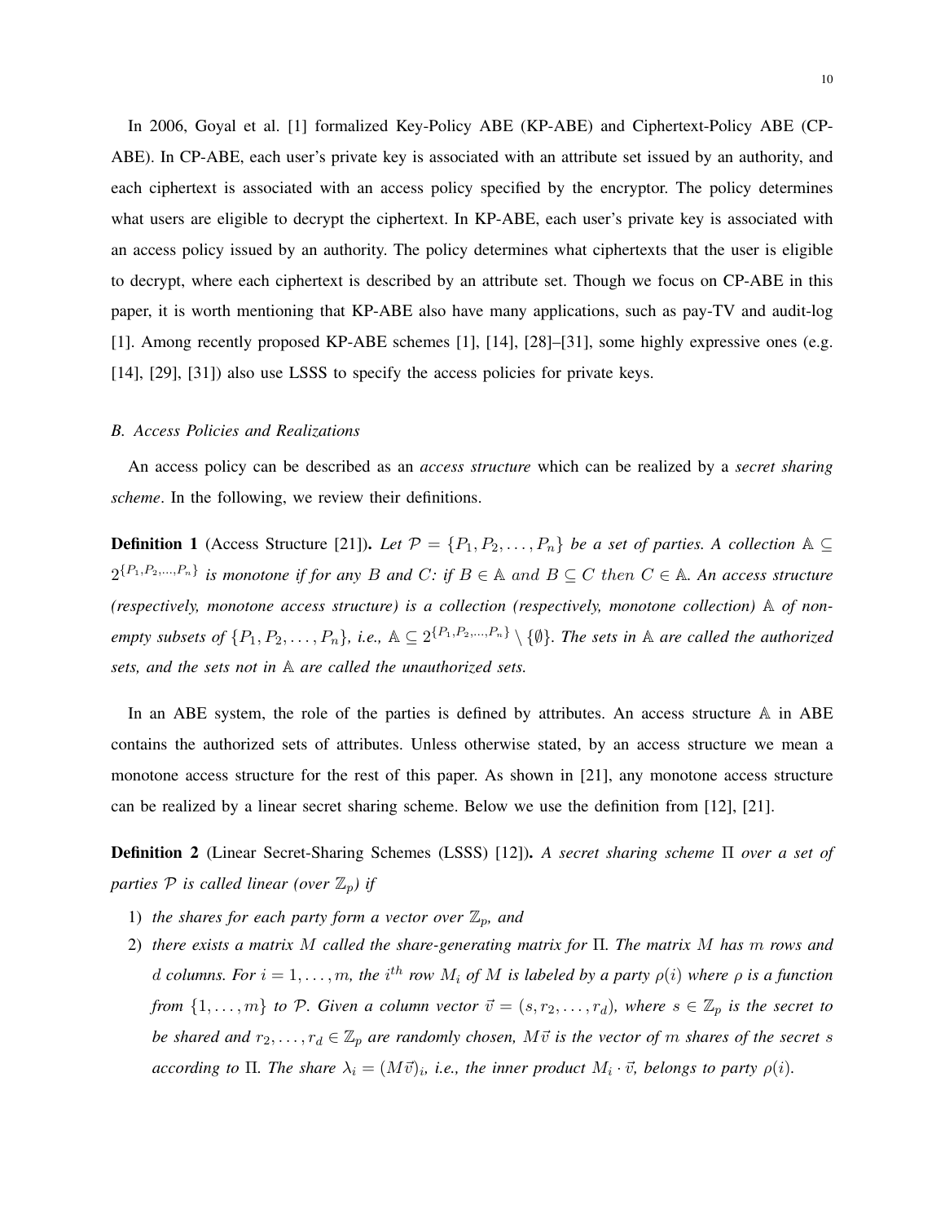In 2006, Goyal et al. [1] formalized Key-Policy ABE (KP-ABE) and Ciphertext-Policy ABE (CP-ABE). In CP-ABE, each user's private key is associated with an attribute set issued by an authority, and each ciphertext is associated with an access policy specified by the encryptor. The policy determines what users are eligible to decrypt the ciphertext. In KP-ABE, each user's private key is associated with an access policy issued by an authority. The policy determines what ciphertexts that the user is eligible to decrypt, where each ciphertext is described by an attribute set. Though we focus on CP-ABE in this paper, it is worth mentioning that KP-ABE also have many applications, such as pay-TV and audit-log [1]. Among recently proposed KP-ABE schemes [1], [14], [28]–[31], some highly expressive ones (e.g. [14], [29], [31]) also use LSSS to specify the access policies for private keys.

### *B. Access Policies and Realizations*

An access policy can be described as an *access structure* which can be realized by a *secret sharing scheme*. In the following, we review their definitions.

**Definition 1** (Access Structure [21]). *Let $\mathcal{P} = \{P_1, P_2, \ldots, P_n\}$ be a set of parties. A collection $\mathbb{A} \subseteq 2^{\{P_1,P_2,\ldots,P_n\}}$ is monotone if for any $B$ and $C$: if $B \in \mathbb{A}$ and $B \subseteq C$ then $C \in \mathbb{A}$. An access structure (respectively, monotone access structure) is a collection (respectively, monotone collection) $\mathbb{A}$ of non-empty subsets of $\{P_1, P_2, \ldots, P_n\}$, i.e., $\mathbb{A} \subseteq 2^{\{P_1,P_2,\ldots,P_n\}} \setminus \{\emptyset\}$. The sets in $\mathbb{A}$ are called the authorized sets, and the sets not in $\mathbb{A}$ are called the unauthorized sets.*

In an ABE system, the role of the parties is defined by attributes. An access structure $\mathbb{A}$ in ABE contains the authorized sets of attributes. Unless otherwise stated, by an access structure we mean a monotone access structure for the rest of this paper. As shown in [21], any monotone access structure can be realized by a linear secret sharing scheme. Below we use the definition from [12], [21].

**Definition 2** (Linear Secret-Sharing Schemes (LSSS) [12]). *A secret sharing scheme $\Pi$ over a set of parties $\mathcal{P}$ is called linear (over $\mathbb{Z}_p$) if*

1) *the shares for each party form a vector over $\mathbb{Z}_p$, and*
2) *there exists a matrix $M$ called the share-generating matrix for $\Pi$. The matrix $M$ has $m$ rows and $d$ columns. For $i = 1, \ldots, m$, the $i^{th}$ row $M_i$ of $M$ is labeled by a party $\rho(i)$ where $\rho$ is a function from $\{1, \ldots, m\}$ to $\mathcal{P}$. Given a column vector $\vec{v} = (s, r_2, \ldots, r_d)$, where $s \in \mathbb{Z}_p$ is the secret to be shared and $r_2, \ldots, r_d \in \mathbb{Z}_p$ are randomly chosen, $M\vec{v}$ is the vector of $m$ shares of the secret $s$ according to $\Pi$. The share $\lambda_i = (M\vec{v})_i$, i.e., the inner product $M_i \cdot \vec{v}$, belongs to party $\rho(i)$.*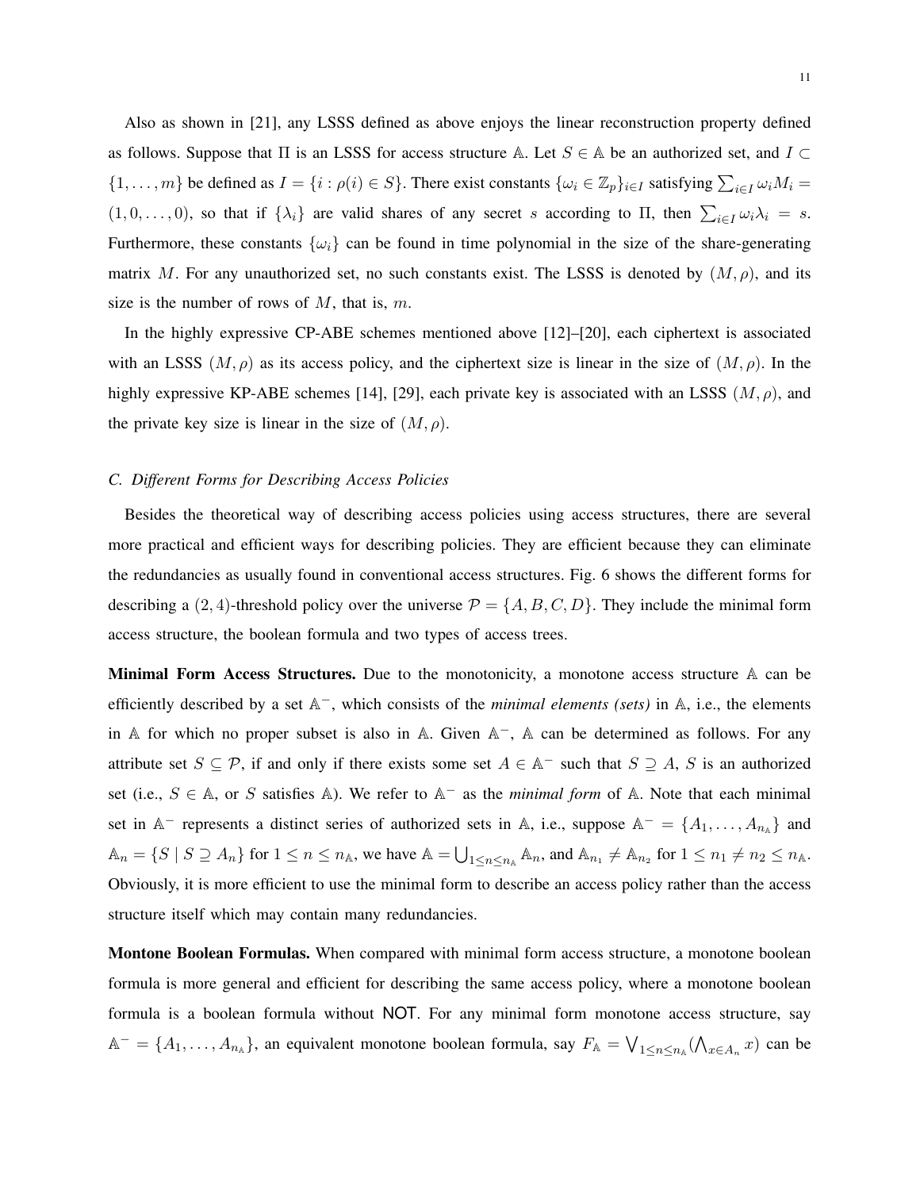Also as shown in [21], any LSSS defined as above enjoys the linear reconstruction property defined as follows. Suppose that $\Pi$ is an LSSS for access structure $\mathbb{A}$. Let $S \in \mathbb{A}$ be an authorized set, and $I \subset \{1, \ldots, m\}$ be defined as $I = \{i : \rho(i) \in S\}$. There exist constants $\{\omega_i \in \mathbb{Z}_p\}_{i \in I}$ satisfying $\sum_{i \in I} \omega_i M_i = (1, 0, \ldots, 0)$, so that if $\{\lambda_i\}$ are valid shares of any secret $s$ according to $\Pi$, then $\sum_{i \in I} \omega_i \lambda_i = s$. Furthermore, these constants $\{\omega_i\}$ can be found in time polynomial in the size of the share-generating matrix $M$. For any unauthorized set, no such constants exist. The LSSS is denoted by $(M, \rho)$, and its size is the number of rows of $M$, that is, $m$.

In the highly expressive CP-ABE schemes mentioned above [12]–[20], each ciphertext is associated with an LSSS $(M, \rho)$ as its access policy, and the ciphertext size is linear in the size of $(M, \rho)$. In the highly expressive KP-ABE schemes [14], [29], each private key is associated with an LSSS $(M, \rho)$, and the private key size is linear in the size of $(M, \rho)$.

### C. Different Forms for Describing Access Policies

Besides the theoretical way of describing access policies using access structures, there are several more practical and efficient ways for describing policies. They are efficient because they can eliminate the redundancies as usually found in conventional access structures. Fig. 6 shows the different forms for describing a $(2, 4)$-threshold policy over the universe $\mathcal{P} = \{A, B, C, D\}$. They include the minimal form access structure, the boolean formula and two types of access trees.

**Minimal Form Access Structures.** Due to the monotonicity, a monotone access structure $\mathbb{A}$ can be efficiently described by a set $\mathbb{A}^-$, which consists of the *minimal elements (sets)* in $\mathbb{A}$, i.e., the elements in $\mathbb{A}$ for which no proper subset is also in $\mathbb{A}$. Given $\mathbb{A}^-$, $\mathbb{A}$ can be determined as follows. For any attribute set $S \subseteq \mathcal{P}$, if and only if there exists some set $A \in \mathbb{A}^-$ such that $S \supseteq A$, $S$ is an authorized set (i.e., $S \in \mathbb{A}$, or $S$ satisfies $\mathbb{A}$). We refer to $\mathbb{A}^-$ as the *minimal form* of $\mathbb{A}$. Note that each minimal set in $\mathbb{A}^-$ represents a distinct series of authorized sets in $\mathbb{A}$, i.e., suppose $\mathbb{A}^- = \{A_1, \ldots, A_{n_\mathbb{A}}\}$ and $\mathbb{A}_n = \{S \mid S \supseteq A_n\}$ for $1 \leq n \leq n_\mathbb{A}$, we have $\mathbb{A} = \bigcup_{1 \leq n \leq n_\mathbb{A}} \mathbb{A}_n$, and $\mathbb{A}_{n_1} \neq \mathbb{A}_{n_2}$ for $1 \leq n_1 \neq n_2 \leq n_\mathbb{A}$. Obviously, it is more efficient to use the minimal form to describe an access policy rather than the access structure itself which may contain many redundancies.

**Montone Boolean Formulas.** When compared with minimal form access structure, a monotone boolean formula is more general and efficient for describing the same access policy, where a monotone boolean formula is a boolean formula without NOT. For any minimal form monotone access structure, say $\mathbb{A}^- = \{A_1, \ldots, A_{n_\mathbb{A}}\}$, an equivalent monotone boolean formula, say $F_\mathbb{A} = \bigvee_{1 \leq n \leq n_\mathbb{A}} (\bigwedge_{x \in A_n} x)$ can be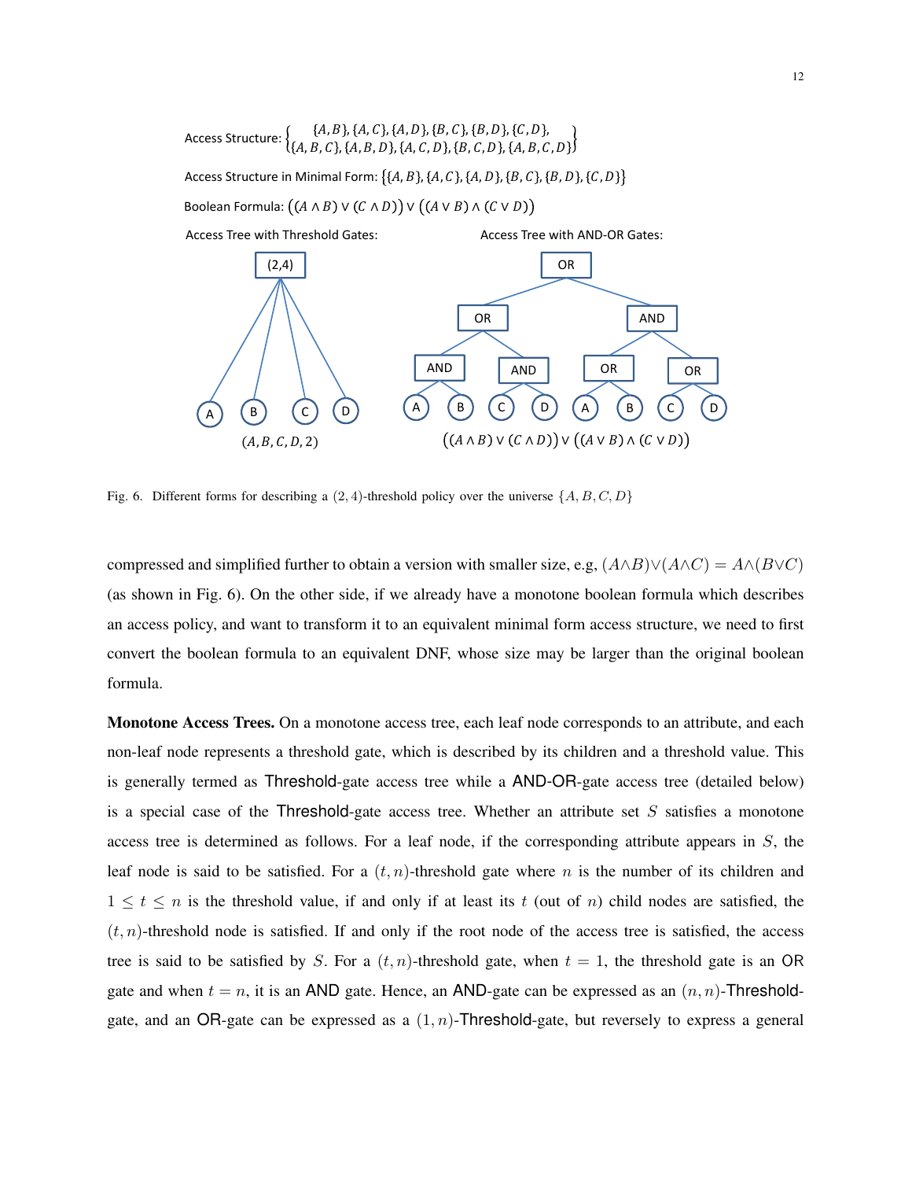Access Structure: $\left\{ \begin{array}{c} \{A,B\},\{A,C\},\{A,D\},\{B,C\},\{B,D\},\{C,D\}, \\ \{A,B,C\},\{A,B,D\},\{A,C,D\},\{B,C,D\},\{A,B,C,D\} \end{array} \right\}$

Access Structure in Minimal Form: $\{\{A,B\},\{A,C\},\{A,D\},\{B,C\},\{B,D\},\{C,D\}\}$

Boolean Formula: $((A \wedge B) \vee (C \wedge D)) \vee ((A \vee B) \wedge (C \vee D))$

Access Tree with Threshold Gates: $(A,B,C,D,2)$

Access Tree with AND-OR Gates: $((A \wedge B) \vee (C \wedge D)) \vee ((A \vee B) \wedge (C \vee D))$

Fig. 6. Different forms for describing a $(2,4)$-threshold policy over the universe $\{A,B,C,D\}$

compressed and simplified further to obtain a version with smaller size, e.g, $(A \wedge B) \vee (A \wedge C) = A \wedge (B \vee C)$ (as shown in Fig. 6). On the other side, if we already have a monotone boolean formula which describes an access policy, and want to transform it to an equivalent minimal form access structure, we need to first convert the boolean formula to an equivalent DNF, whose size may be larger than the original boolean formula.

**Monotone Access Trees.** On a monotone access tree, each leaf node corresponds to an attribute, and each non-leaf node represents a threshold gate, which is described by its children and a threshold value. This is generally termed as Threshold-gate access tree while a AND-OR-gate access tree (detailed below) is a special case of the Threshold-gate access tree. Whether an attribute set $S$ satisfies a monotone access tree is determined as follows. For a leaf node, if the corresponding attribute appears in $S$, the leaf node is said to be satisfied. For a $(t,n)$-threshold gate where $n$ is the number of its children and $1 \leq t \leq n$ is the threshold value, if and only if at least its $t$ (out of $n$) child nodes are satisfied, the $(t,n)$-threshold node is satisfied. If and only if the root node of the access tree is satisfied, the access tree is said to be satisfied by $S$. For a $(t,n)$-threshold gate, when $t = 1$, the threshold gate is an OR gate and when $t = n$, it is an AND gate. Hence, an AND-gate can be expressed as an $(n,n)$-Threshold-gate, and an OR-gate can be expressed as a $(1,n)$-Threshold-gate, but reversely to express a general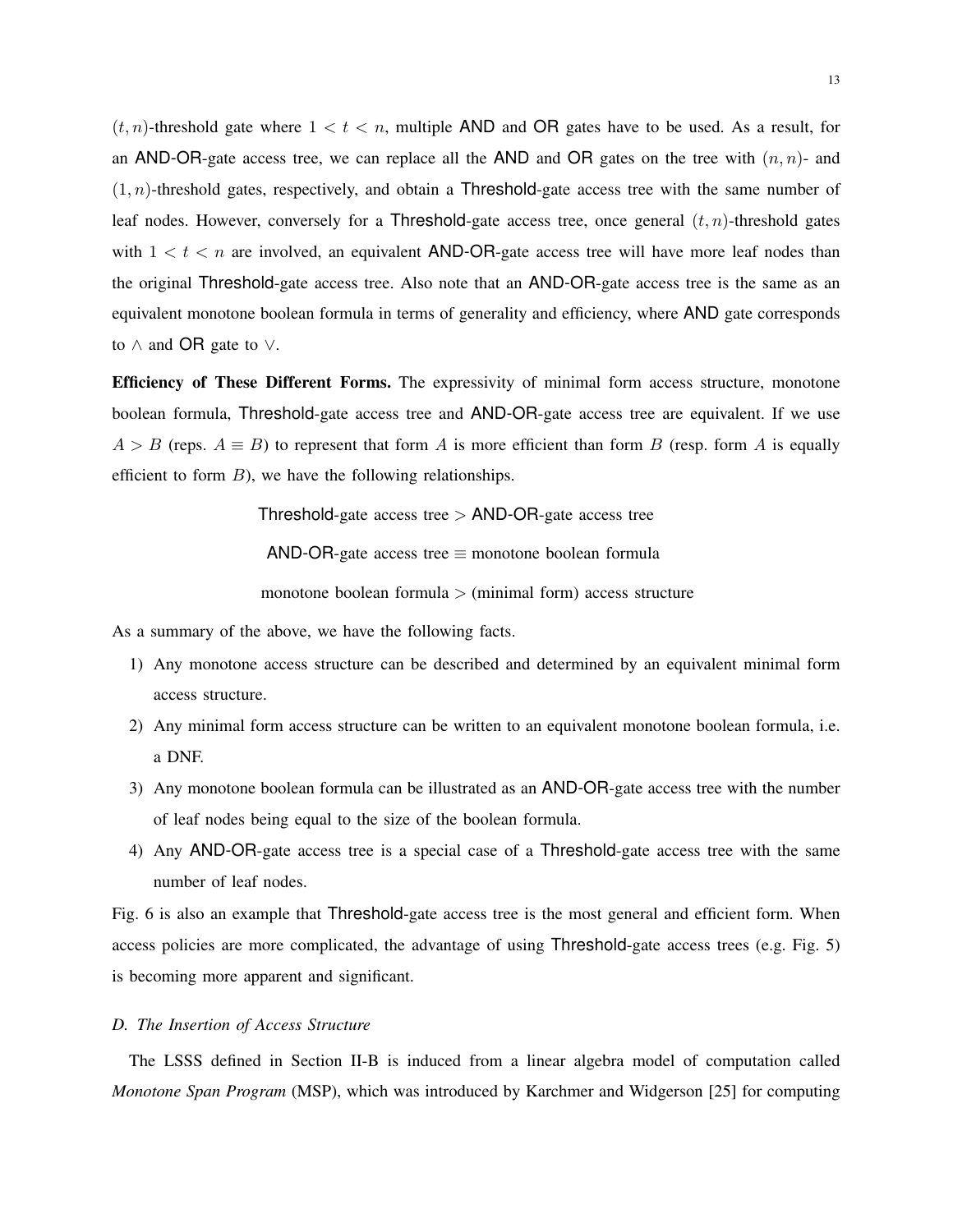$(t, n)$-threshold gate where $1 < t < n$, multiple AND and OR gates have to be used. As a result, for an AND-OR-gate access tree, we can replace all the AND and OR gates on the tree with $(n, n)$- and $(1, n)$-threshold gates, respectively, and obtain a Threshold-gate access tree with the same number of leaf nodes. However, conversely for a Threshold-gate access tree, once general $(t, n)$-threshold gates with $1 < t < n$ are involved, an equivalent AND-OR-gate access tree will have more leaf nodes than the original Threshold-gate access tree. Also note that an AND-OR-gate access tree is the same as an equivalent monotone boolean formula in terms of generality and efficiency, where AND gate corresponds to $\wedge$ and OR gate to $\vee$.

**Efficiency of These Different Forms.** The expressivity of minimal form access structure, monotone boolean formula, Threshold-gate access tree and AND-OR-gate access tree are equivalent. If we use $A > B$ (reps. $A \equiv B$) to represent that form $A$ is more efficient than form $B$ (resp. form $A$ is equally efficient to form $B$), we have the following relationships.

Threshold-gate access tree $>$ AND-OR-gate access tree

AND-OR-gate access tree $\equiv$ monotone boolean formula

monotone boolean formula $>$ (minimal form) access structure

As a summary of the above, we have the following facts.

1) Any monotone access structure can be described and determined by an equivalent minimal form access structure.
2) Any minimal form access structure can be written to an equivalent monotone boolean formula, i.e. a DNF.
3) Any monotone boolean formula can be illustrated as an AND-OR-gate access tree with the number of leaf nodes being equal to the size of the boolean formula.
4) Any AND-OR-gate access tree is a special case of a Threshold-gate access tree with the same number of leaf nodes.

Fig. 6 is also an example that Threshold-gate access tree is the most general and efficient form. When access policies are more complicated, the advantage of using Threshold-gate access trees (e.g. Fig. 5) is becoming more apparent and significant.

### *D. The Insertion of Access Structure*

The LSSS defined in Section II-B is induced from a linear algebra model of computation called *Monotone Span Program* (MSP), which was introduced by Karchmer and Widgerson [25] for computing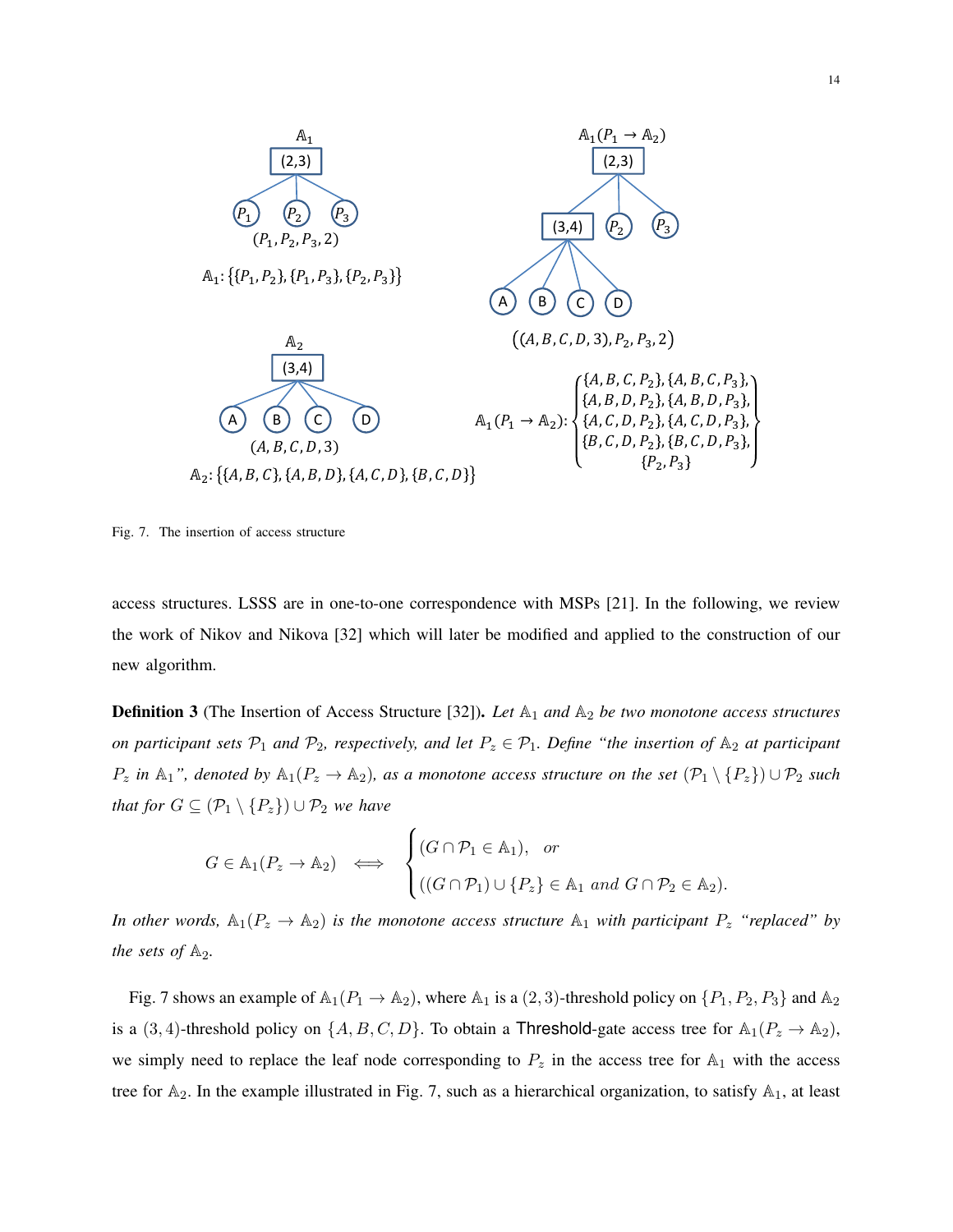Fig. 7. The insertion of access structure

access structures. LSSS are in one-to-one correspondence with MSPs [21]. In the following, we review the work of Nikov and Nikova [32] which will later be modified and applied to the construction of our new algorithm.

**Definition 3** (The Insertion of Access Structure [32]). *Let $\mathbb{A}_1$ and $\mathbb{A}_2$ be two monotone access structures on participant sets $\mathcal{P}_1$ and $\mathcal{P}_2$, respectively, and let $P_z \in \mathcal{P}_1$. Define "the insertion of $\mathbb{A}_2$ at participant $P_z$ in $\mathbb{A}_1$", denoted by $\mathbb{A}_1(P_z \to \mathbb{A}_2)$, as a monotone access structure on the set $(\mathcal{P}_1 \setminus \{P_z\}) \cup \mathcal{P}_2$ such that for $G \subseteq (\mathcal{P}_1 \setminus \{P_z\}) \cup \mathcal{P}_2$ we have*

$$G \in \mathbb{A}_1(P_z \to \mathbb{A}_2) \iff \begin{cases} (G \cap \mathcal{P}_1 \in \mathbb{A}_1), & \text{or} \\ ((G \cap \mathcal{P}_1) \cup \{P_z\} \in \mathbb{A}_1 \text{ and } G \cap \mathcal{P}_2 \in \mathbb{A}_2). \end{cases}$$

*In other words, $\mathbb{A}_1(P_z \to \mathbb{A}_2)$ is the monotone access structure $\mathbb{A}_1$ with participant $P_z$ "replaced" by the sets of $\mathbb{A}_2$.*

Fig. 7 shows an example of $\mathbb{A}_1(P_1 \to \mathbb{A}_2)$, where $\mathbb{A}_1$ is a $(2,3)$-threshold policy on $\{P_1, P_2, P_3\}$ and $\mathbb{A}_2$ is a $(3,4)$-threshold policy on $\{A, B, C, D\}$. To obtain a Threshold-gate access tree for $\mathbb{A}_1(P_z \to \mathbb{A}_2)$, we simply need to replace the leaf node corresponding to $P_z$ in the access tree for $\mathbb{A}_1$ with the access tree for $\mathbb{A}_2$. In the example illustrated in Fig. 7, such as a hierarchical organization, to satisfy $\mathbb{A}_1$, at least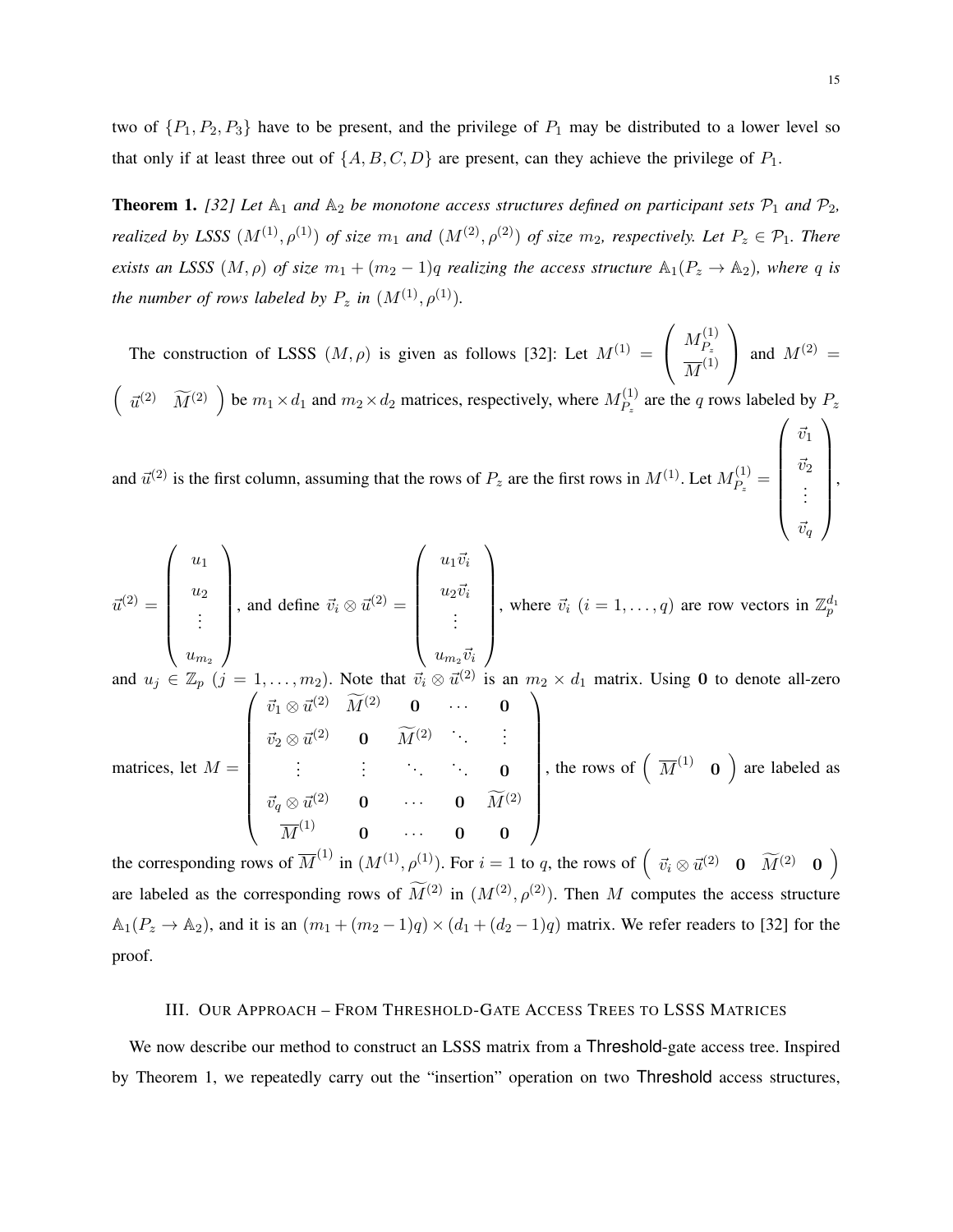two of $\{P_1, P_2, P_3\}$ have to be present, and the privilege of $P_1$ may be distributed to a lower level so that only if at least three out of $\{A, B, C, D\}$ are present, can they achieve the privilege of $P_1$.

**Theorem 1.** *[32] Let $\mathbb{A}_1$ and $\mathbb{A}_2$ be monotone access structures defined on participant sets $\mathcal{P}_1$ and $\mathcal{P}_2$, realized by LSSS $(M^{(1)}, \rho^{(1)})$ of size $m_1$ and $(M^{(2)}, \rho^{(2)})$ of size $m_2$, respectively. Let $P_z \in \mathcal{P}_1$. There exists an LSSS $(M, \rho)$ of size $m_1 + (m_2 - 1)q$ realizing the access structure $\mathbb{A}_1(P_z \to \mathbb{A}_2)$, where $q$ is the number of rows labeled by $P_z$ in $(M^{(1)}, \rho^{(1)})$.*

The construction of LSSS $(M, \rho)$ is given as follows [32]: Let $M^{(1)} = \begin{pmatrix} M^{(1)}_{P_z} \\ \overline{M}^{(1)} \end{pmatrix}$ and $M^{(2)} = \begin{pmatrix} \vec{u}^{(2)} & \widetilde{M}^{(2)} \end{pmatrix}$ be $m_1 \times d_1$ and $m_2 \times d_2$ matrices, respectively, where $M^{(1)}_{P_z}$ are the $q$ rows labeled by $P_z$ and $\vec{u}^{(2)}$ is the first column, assuming that the rows of $P_z$ are the first rows in $M^{(1)}$. Let $M^{(1)}_{P_z} = \begin{pmatrix} \vec{v}_1 \\ \vec{v}_2 \\ \vdots \\ \vec{v}_q \end{pmatrix}$, $\vec{u}^{(2)} = \begin{pmatrix} u_1 \\ u_2 \\ \vdots \\ u_{m_2} \end{pmatrix}$, and define $\vec{v}_i \otimes \vec{u}^{(2)} = \begin{pmatrix} u_1 \vec{v}_i \\ u_2 \vec{v}_i \\ \vdots \\ u_{m_2} \vec{v}_i \end{pmatrix}$, where $\vec{v}_i$ $(i = 1, \ldots, q)$ are row vectors in $\mathbb{Z}_p^{d_1}$ and $u_j \in \mathbb{Z}_p$ $(j = 1, \ldots, m_2)$. Note that $\vec{v}_i \otimes \vec{u}^{(2)}$ is an $m_2 \times d_1$ matrix. Using $\mathbf{0}$ to denote all-zero matrices, let $M = \begin{pmatrix} \vec{v}_1 \otimes \vec{u}^{(2)} & \widetilde{M}^{(2)} & \mathbf{0} & \cdots & \mathbf{0} \\ \vec{v}_2 \otimes \vec{u}^{(2)} & \mathbf{0} & \widetilde{M}^{(2)} & \ddots & \vdots \\ \vdots & \vdots & \ddots & \ddots & \mathbf{0} \\ \vec{v}_q \otimes \vec{u}^{(2)} & \mathbf{0} & \cdots & \mathbf{0} & \widetilde{M}^{(2)} \\ \overline{M}^{(1)} & \mathbf{0} & \cdots & \mathbf{0} & \mathbf{0} \end{pmatrix}$, the rows of $\begin{pmatrix} \overline{M}^{(1)} & \mathbf{0} \end{pmatrix}$ are labeled as the corresponding rows of $\overline{M}^{(1)}$ in $(M^{(1)}, \rho^{(1)})$. For $i = 1$ to $q$, the rows of $\begin{pmatrix} \vec{v}_i \otimes \vec{u}^{(2)} & \mathbf{0} & \widetilde{M}^{(2)} & \mathbf{0} \end{pmatrix}$ are labeled as the corresponding rows of $\widetilde{M}^{(2)}$ in $(M^{(2)}, \rho^{(2)})$. Then $M$ computes the access structure $\mathbb{A}_1(P_z \to \mathbb{A}_2)$, and it is an $(m_1 + (m_2 - 1)q) \times (d_1 + (d_2 - 1)q)$ matrix. We refer readers to [32] for the proof.

## III. Our Approach – From Threshold-Gate Access Trees to LSSS Matrices

We now describe our method to construct an LSSS matrix from a Threshold-gate access tree. Inspired by Theorem 1, we repeatedly carry out the "insertion" operation on two Threshold access structures,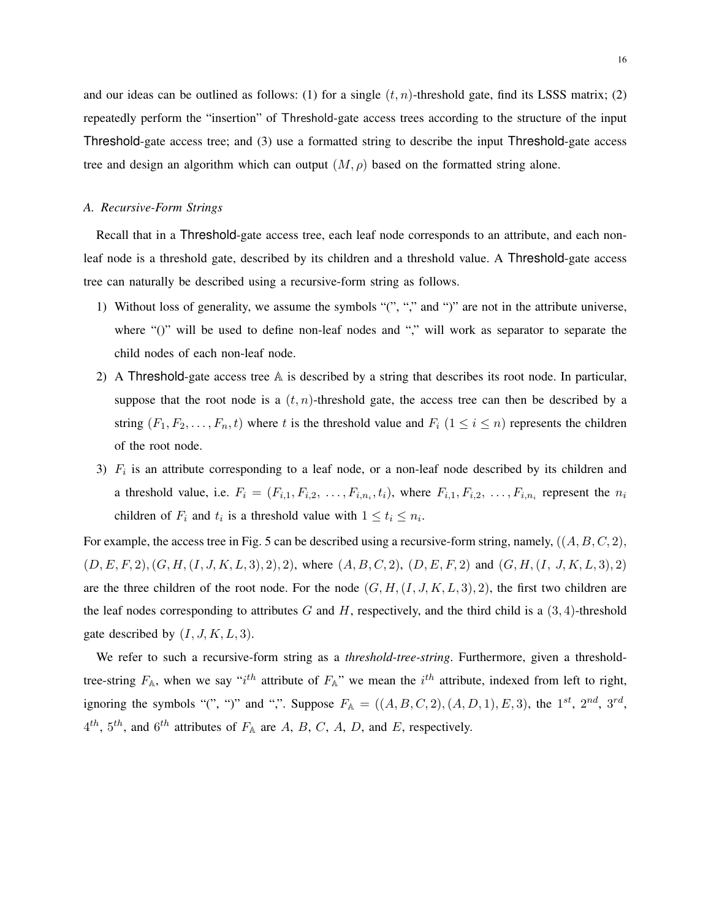and our ideas can be outlined as follows: (1) for a single $(t, n)$-threshold gate, find its LSSS matrix; (2) repeatedly perform the "insertion" of Threshold-gate access trees according to the structure of the input Threshold-gate access tree; and (3) use a formatted string to describe the input Threshold-gate access tree and design an algorithm which can output $(M, \rho)$ based on the formatted string alone.

### A. Recursive-Form Strings

Recall that in a Threshold-gate access tree, each leaf node corresponds to an attribute, and each non-leaf node is a threshold gate, described by its children and a threshold value. A Threshold-gate access tree can naturally be described using a recursive-form string as follows.

1) Without loss of generality, we assume the symbols "(", "," and ")" are not in the attribute universe, where "()" will be used to define non-leaf nodes and "," will work as separator to separate the child nodes of each non-leaf node.
2) A Threshold-gate access tree $\mathbb{A}$ is described by a string that describes its root node. In particular, suppose that the root node is a $(t, n)$-threshold gate, the access tree can then be described by a string $(F_1, F_2, \ldots, F_n, t)$ where $t$ is the threshold value and $F_i$ $(1 \leq i \leq n)$ represents the children of the root node.
3) $F_i$ is an attribute corresponding to a leaf node, or a non-leaf node described by its children and a threshold value, i.e. $F_i = (F_{i,1}, F_{i,2}, \ldots, F_{i,n_i}, t_i)$, where $F_{i,1}, F_{i,2}, \ldots, F_{i,n_i}$ represent the $n_i$ children of $F_i$ and $t_i$ is a threshold value with $1 \leq t_i \leq n_i$.

For example, the access tree in Fig. 5 can be described using a recursive-form string, namely, $((A, B, C, 2), (D, E, F, 2), (G, H, (I, J, K, L, 3), 2), 2)$, where $(A, B, C, 2)$, $(D, E, F, 2)$ and $(G, H, (I, J, K, L, 3), 2)$ are the three children of the root node. For the node $(G, H, (I, J, K, L, 3), 2)$, the first two children are the leaf nodes corresponding to attributes $G$ and $H$, respectively, and the third child is a $(3, 4)$-threshold gate described by $(I, J, K, L, 3)$.

We refer to such a recursive-form string as a *threshold-tree-string*. Furthermore, given a threshold-tree-string $F_{\mathbb{A}}$, when we say "$i^{th}$ attribute of $F_{\mathbb{A}}$" we mean the $i^{th}$ attribute, indexed from left to right, ignoring the symbols "(", ")" and ",". Suppose $F_{\mathbb{A}} = ((A, B, C, 2), (A, D, 1), E, 3)$, the $1^{st}$, $2^{nd}$, $3^{rd}$, $4^{th}$, $5^{th}$, and $6^{th}$ attributes of $F_{\mathbb{A}}$ are $A$, $B$, $C$, $A$, $D$, and $E$, respectively.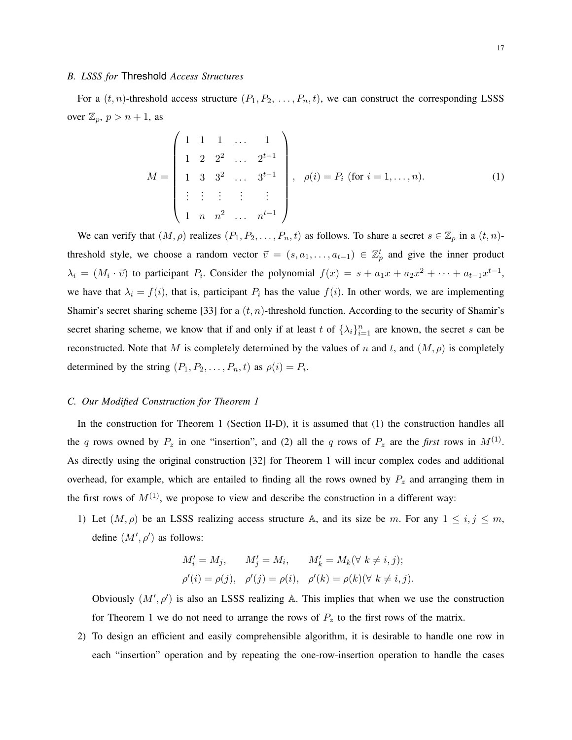### B. LSSS for Threshold Access Structures

For a $(t, n)$-threshold access structure $(P_1, P_2, \ldots, P_n, t)$, we can construct the corresponding LSSS over $\mathbb{Z}_p$, $p > n+1$, as

$$M = \begin{pmatrix} 1 & 1 & 1 & \ldots & 1 \\ 1 & 2 & 2^2 & \ldots & 2^{t-1} \\ 1 & 3 & 3^2 & \ldots & 3^{t-1} \\ \vdots & \vdots & \vdots & \vdots & \vdots \\ 1 & n & n^2 & \ldots & n^{t-1} \end{pmatrix}, \quad \rho(i) = P_i \text{ (for } i = 1, \ldots, n). \tag{1}$$

We can verify that $(M, \rho)$ realizes $(P_1, P_2, \ldots, P_n, t)$ as follows. To share a secret $s \in \mathbb{Z}_p$ in a $(t, n)$-threshold style, we choose a random vector $\vec{v} = (s, a_1, \ldots, a_{t-1}) \in \mathbb{Z}_p^t$ and give the inner product $\lambda_i = (M_i \cdot \vec{v})$ to participant $P_i$. Consider the polynomial $f(x) = s + a_1 x + a_2 x^2 + \cdots + a_{t-1} x^{t-1}$, we have that $\lambda_i = f(i)$, that is, participant $P_i$ has the value $f(i)$. In other words, we are implementing Shamir's secret sharing scheme [33] for a $(t, n)$-threshold function. According to the security of Shamir's secret sharing scheme, we know that if and only if at least $t$ of $\{\lambda_i\}_{i=1}^n$ are known, the secret $s$ can be reconstructed. Note that $M$ is completely determined by the values of $n$ and $t$, and $(M, \rho)$ is completely determined by the string $(P_1, P_2, \ldots, P_n, t)$ as $\rho(i) = P_i$.

### C. Our Modified Construction for Theorem 1

In the construction for Theorem 1 (Section II-D), it is assumed that (1) the construction handles all the $q$ rows owned by $P_z$ in one "insertion", and (2) all the $q$ rows of $P_z$ are the *first* rows in $M^{(1)}$. As directly using the original construction [32] for Theorem 1 will incur complex codes and additional overhead, for example, which are entailed to finding all the rows owned by $P_z$ and arranging them in the first rows of $M^{(1)}$, we propose to view and describe the construction in a different way:

1) Let $(M, \rho)$ be an LSSS realizing access structure $\mathbb{A}$, and its size be $m$. For any $1 \le i, j \le m$, define $(M', \rho')$ as follows:

$$M'_i = M_j, \qquad M'_j = M_i, \qquad M'_k = M_k (\forall\ k \ne i, j);$$
$$\rho'(i) = \rho(j), \quad \rho'(j) = \rho(i), \quad \rho'(k) = \rho(k) (\forall\ k \ne i, j).$$

Obviously $(M', \rho')$ is also an LSSS realizing $\mathbb{A}$. This implies that when we use the construction for Theorem 1 we do not need to arrange the rows of $P_z$ to the first rows of the matrix.

2) To design an efficient and easily comprehensible algorithm, it is desirable to handle one row in each "insertion" operation and by repeating the one-row-insertion operation to handle the cases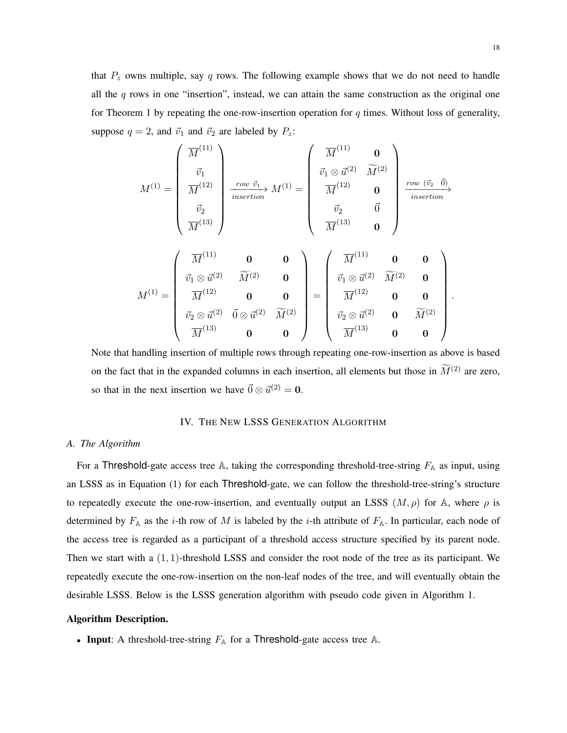that $P_z$ owns multiple, say $q$ rows. The following example shows that we do not need to handle all the $q$ rows in one "insertion", instead, we can attain the same construction as the original one for Theorem 1 by repeating the one-row-insertion operation for $q$ times. Without loss of generality, suppose $q = 2$, and $\vec{v}_1$ and $\vec{v}_2$ are labeled by $P_z$:

$$M^{(1)} = \begin{pmatrix} \overline{M}^{(11)} \\ \vec{v}_1 \\ \overline{M}^{(12)} \\ \vec{v}_2 \\ \overline{M}^{(13)} \end{pmatrix} \xrightarrow[insertion]{row\ \vec{v}_1} M^{(1)} = \begin{pmatrix} \overline{M}^{(11)} & \mathbf{0} \\ \vec{v}_1 \otimes \vec{u}^{(2)} & \widetilde{M}^{(2)} \\ \overline{M}^{(12)} & \mathbf{0} \\ \vec{v}_2 & \vec{0} \\ \overline{M}^{(13)} & \mathbf{0} \end{pmatrix} \xrightarrow[insertion]{row\ (\vec{v}_2\ \ \vec{0})}$$

$$M^{(1)} = \begin{pmatrix} \overline{M}^{(11)} & \mathbf{0} & \mathbf{0} \\ \vec{v}_1 \otimes \vec{u}^{(2)} & \widetilde{M}^{(2)} & \mathbf{0} \\ \overline{M}^{(12)} & \mathbf{0} & \mathbf{0} \\ \vec{v}_2 \otimes \vec{u}^{(2)} & \vec{0} \otimes \vec{u}^{(2)} & \widetilde{M}^{(2)} \\ \overline{M}^{(13)} & \mathbf{0} & \mathbf{0} \end{pmatrix} = \begin{pmatrix} \overline{M}^{(11)} & \mathbf{0} & \mathbf{0} \\ \vec{v}_1 \otimes \vec{u}^{(2)} & \widetilde{M}^{(2)} & \mathbf{0} \\ \overline{M}^{(12)} & \mathbf{0} & \mathbf{0} \\ \vec{v}_2 \otimes \vec{u}^{(2)} & \mathbf{0} & \widetilde{M}^{(2)} \\ \overline{M}^{(13)} & \mathbf{0} & \mathbf{0} \end{pmatrix}.$$

Note that handling insertion of multiple rows through repeating one-row-insertion as above is based on the fact that in the expanded columns in each insertion, all elements but those in $\widetilde{M}^{(2)}$ are zero, so that in the next insertion we have $\vec{0} \otimes \vec{u}^{(2)} = \mathbf{0}$.

## IV. The New LSSS Generation Algorithm

### A. The Algorithm

For a Threshold-gate access tree $\mathbb{A}$, taking the corresponding threshold-tree-string $F_{\mathbb{A}}$ as input, using an LSSS as in Equation (1) for each Threshold-gate, we can follow the threshold-tree-string's structure to repeatedly execute the one-row-insertion, and eventually output an LSSS $(M, \rho)$ for $\mathbb{A}$, where $\rho$ is determined by $F_{\mathbb{A}}$ as the $i$-th row of $M$ is labeled by the $i$-th attribute of $F_{\mathbb{A}}$. In particular, each node of the access tree is regarded as a participant of a threshold access structure specified by its parent node. Then we start with a $(1, 1)$-threshold LSSS and consider the root node of the tree as its participant. We repeatedly execute the one-row-insertion on the non-leaf nodes of the tree, and will eventually obtain the desirable LSSS. Below is the LSSS generation algorithm with pseudo code given in Algorithm 1.

**Algorithm Description.**

- **Input**: A threshold-tree-string $F_{\mathbb{A}}$ for a Threshold-gate access tree $\mathbb{A}$.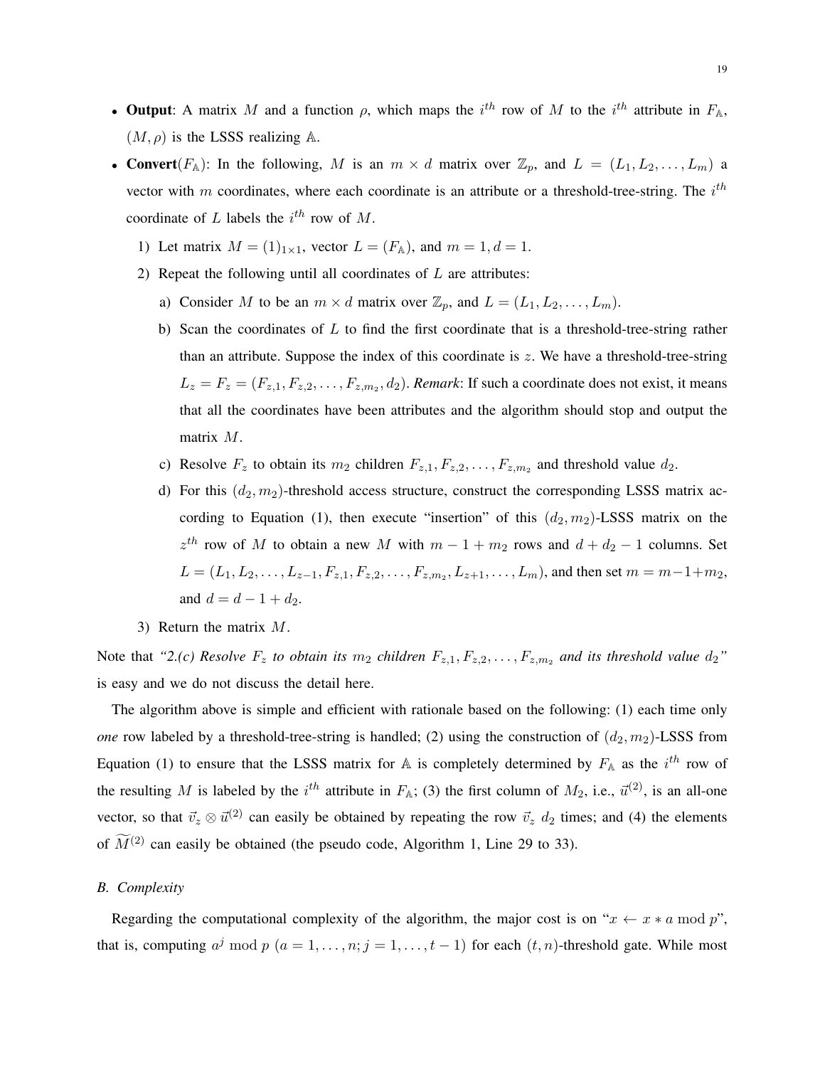- **Output**: A matrix $M$ and a function $\rho$, which maps the $i^{th}$ row of $M$ to the $i^{th}$ attribute in $F_{\mathbb{A}}$, $(M, \rho)$ is the LSSS realizing $\mathbb{A}$.
- **Convert**($F_{\mathbb{A}}$): In the following, $M$ is an $m \times d$ matrix over $\mathbb{Z}_p$, and $L = (L_1, L_2, \ldots, L_m)$ a vector with $m$ coordinates, where each coordinate is an attribute or a threshold-tree-string. The $i^{th}$ coordinate of $L$ labels the $i^{th}$ row of $M$.
  1) Let matrix $M = (1)_{1\times 1}$, vector $L = (F_{\mathbb{A}})$, and $m = 1, d = 1$.
  2) Repeat the following until all coordinates of $L$ are attributes:
     a) Consider $M$ to be an $m \times d$ matrix over $\mathbb{Z}_p$, and $L = (L_1, L_2, \ldots, L_m)$.
     b) Scan the coordinates of $L$ to find the first coordinate that is a threshold-tree-string rather than an attribute. Suppose the index of this coordinate is $z$. We have a threshold-tree-string $L_z = F_z = (F_{z,1}, F_{z,2}, \ldots, F_{z,m_2}, d_2)$. ***Remark***: If such a coordinate does not exist, it means that all the coordinates have been attributes and the algorithm should stop and output the matrix $M$.
     c) Resolve $F_z$ to obtain its $m_2$ children $F_{z,1}, F_{z,2}, \ldots, F_{z,m_2}$ and threshold value $d_2$.
     d) For this $(d_2, m_2)$-threshold access structure, construct the corresponding LSSS matrix according to Equation (1), then execute "insertion" of this $(d_2, m_2)$-LSSS matrix on the $z^{th}$ row of $M$ to obtain a new $M$ with $m - 1 + m_2$ rows and $d + d_2 - 1$ columns. Set $L = (L_1, L_2, \ldots, L_{z-1}, F_{z,1}, F_{z,2}, \ldots, F_{z,m_2}, L_{z+1}, \ldots, L_m)$, and then set $m = m-1+m_2$, and $d = d - 1 + d_2$.
  3) Return the matrix $M$.

Note that *"2.(c) Resolve $F_z$ to obtain its $m_2$ children $F_{z,1}, F_{z,2}, \ldots, F_{z,m_2}$ and its threshold value $d_2$"* is easy and we do not discuss the detail here.

The algorithm above is simple and efficient with rationale based on the following: (1) each time only *one* row labeled by a threshold-tree-string is handled; (2) using the construction of $(d_2, m_2)$-LSSS from Equation (1) to ensure that the LSSS matrix for $\mathbb{A}$ is completely determined by $F_{\mathbb{A}}$ as the $i^{th}$ row of the resulting $M$ is labeled by the $i^{th}$ attribute in $F_{\mathbb{A}}$; (3) the first column of $M_2$, i.e., $\vec{u}^{(2)}$, is an all-one vector, so that $\vec{v}_z \otimes \vec{u}^{(2)}$ can easily be obtained by repeating the row $\vec{v}_z$ $d_2$ times; and (4) the elements of $\widetilde{M}^{(2)}$ can easily be obtained (the pseudo code, Algorithm 1, Line 29 to 33).

### B. Complexity

Regarding the computational complexity of the algorithm, the major cost is on "$x \leftarrow x * a \bmod p$", that is, computing $a^j \bmod p$ $(a = 1, \ldots, n; j = 1, \ldots, t-1)$ for each $(t, n)$-threshold gate. While most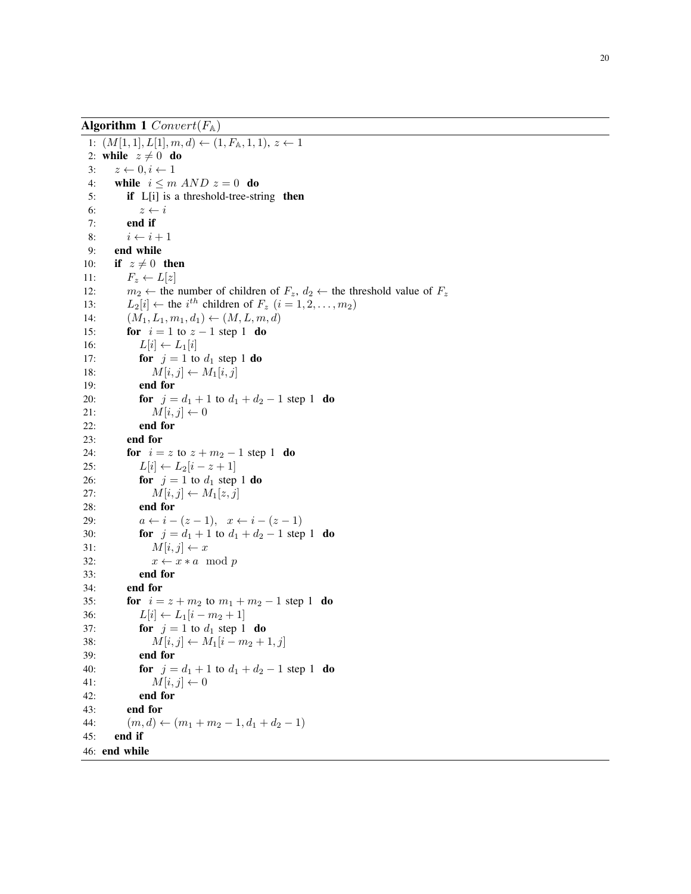**Algorithm 1** $Convert(F_{\mathbb{A}})$

1: $(M[1,1], L[1], m, d) \leftarrow (1, F_{\mathbb{A}}, 1, 1),\ z \leftarrow 1$
2: **while** $z \neq 0$ **do**
3: $\quad z \leftarrow 0, i \leftarrow 1$
4: $\quad$ **while** $i \leq m\ AND\ z = 0$ **do**
5: $\quad\quad$ **if** L[i] is a threshold-tree-string **then**
6: $\quad\quad\quad z \leftarrow i$
7: $\quad\quad$ **end if**
8: $\quad\quad i \leftarrow i + 1$
9: $\quad$ **end while**
10: $\quad$ **if** $z \neq 0$ **then**
11: $\quad\quad F_z \leftarrow L[z]$
12: $\quad\quad m_2 \leftarrow$ the number of children of $F_z$, $d_2 \leftarrow$ the threshold value of $F_z$
13: $\quad\quad L_2[i] \leftarrow$ the $i^{th}$ children of $F_z$ $(i = 1, 2, \ldots, m_2)$
14: $\quad\quad (M_1, L_1, m_1, d_1) \leftarrow (M, L, m, d)$
15: $\quad\quad$ **for** $i = 1$ to $z - 1$ step 1 **do**
16: $\quad\quad\quad L[i] \leftarrow L_1[i]$
17: $\quad\quad\quad$ **for** $j = 1$ to $d_1$ step 1 **do**
18: $\quad\quad\quad\quad M[i, j] \leftarrow M_1[i, j]$
19: $\quad\quad\quad$ **end for**
20: $\quad\quad\quad$ **for** $j = d_1 + 1$ to $d_1 + d_2 - 1$ step 1 **do**
21: $\quad\quad\quad\quad M[i, j] \leftarrow 0$
22: $\quad\quad\quad$ **end for**
23: $\quad\quad$ **end for**
24: $\quad\quad$ **for** $i = z$ to $z + m_2 - 1$ step 1 **do**
25: $\quad\quad\quad L[i] \leftarrow L_2[i - z + 1]$
26: $\quad\quad\quad$ **for** $j = 1$ to $d_1$ step 1 **do**
27: $\quad\quad\quad\quad M[i, j] \leftarrow M_1[z, j]$
28: $\quad\quad\quad$ **end for**
29: $\quad\quad\quad a \leftarrow i - (z - 1), \quad x \leftarrow i - (z - 1)$
30: $\quad\quad\quad$ **for** $j = d_1 + 1$ to $d_1 + d_2 - 1$ step 1 **do**
31: $\quad\quad\quad\quad M[i, j] \leftarrow x$
32: $\quad\quad\quad\quad x \leftarrow x * a \mod p$
33: $\quad\quad\quad$ **end for**
34: $\quad\quad$ **end for**
35: $\quad\quad$ **for** $i = z + m_2$ to $m_1 + m_2 - 1$ step 1 **do**
36: $\quad\quad\quad L[i] \leftarrow L_1[i - m_2 + 1]$
37: $\quad\quad\quad$ **for** $j = 1$ to $d_1$ step 1 **do**
38: $\quad\quad\quad\quad M[i, j] \leftarrow M_1[i - m_2 + 1, j]$
39: $\quad\quad\quad$ **end for**
40: $\quad\quad\quad$ **for** $j = d_1 + 1$ to $d_1 + d_2 - 1$ step 1 **do**
41: $\quad\quad\quad\quad M[i, j] \leftarrow 0$
42: $\quad\quad\quad$ **end for**
43: $\quad\quad$ **end for**
44: $\quad\quad (m, d) \leftarrow (m_1 + m_2 - 1, d_1 + d_2 - 1)$
45: $\quad$ **end if**
46: **end while**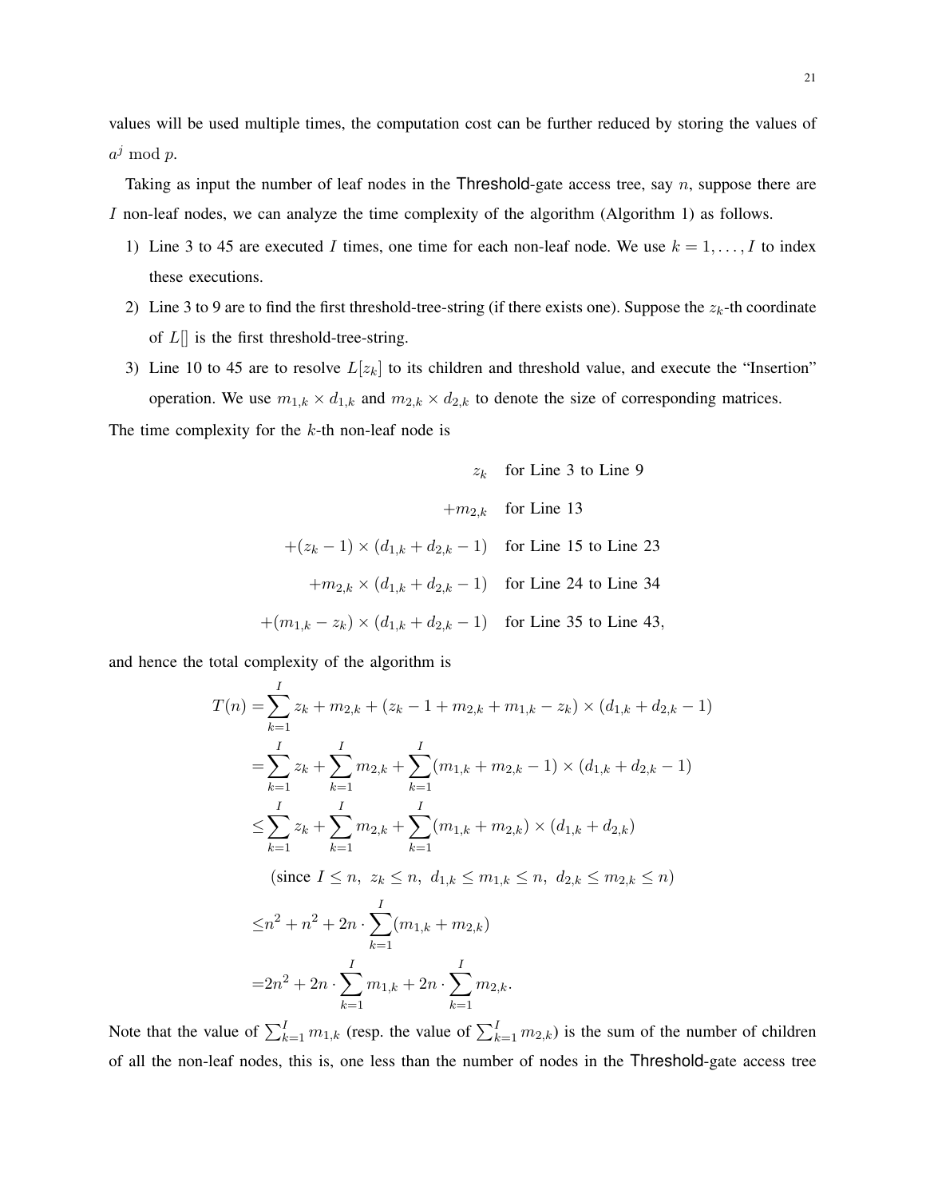values will be used multiple times, the computation cost can be further reduced by storing the values of $a^j \bmod p$.

Taking as input the number of leaf nodes in the Threshold-gate access tree, say $n$, suppose there are $I$ non-leaf nodes, we can analyze the time complexity of the algorithm (Algorithm 1) as follows.

1) Line 3 to 45 are executed $I$ times, one time for each non-leaf node. We use $k = 1, \ldots, I$ to index these executions.
2) Line 3 to 9 are to find the first threshold-tree-string (if there exists one). Suppose the $z_k$-th coordinate of $L[]$ is the first threshold-tree-string.
3) Line 10 to 45 are to resolve $L[z_k]$ to its children and threshold value, and execute the "Insertion" operation. We use $m_{1,k} \times d_{1,k}$ and $m_{2,k} \times d_{2,k}$ to denote the size of corresponding matrices.

The time complexity for the $k$-th non-leaf node is

$$
\begin{aligned}
z_k & \quad \text{for Line 3 to Line 9} \\
+m_{2,k} & \quad \text{for Line 13} \\
+(z_k - 1) \times (d_{1,k} + d_{2,k} - 1) & \quad \text{for Line 15 to Line 23} \\
+m_{2,k} \times (d_{1,k} + d_{2,k} - 1) & \quad \text{for Line 24 to Line 34} \\
+(m_{1,k} - z_k) \times (d_{1,k} + d_{2,k} - 1) & \quad \text{for Line 35 to Line 43,}
\end{aligned}
$$

and hence the total complexity of the algorithm is

$$
\begin{aligned}
T(n) =& \sum_{k=1}^{I} z_k + m_{2,k} + (z_k - 1 + m_{2,k} + m_{1,k} - z_k) \times (d_{1,k} + d_{2,k} - 1) \\
=& \sum_{k=1}^{I} z_k + \sum_{k=1}^{I} m_{2,k} + \sum_{k=1}^{I} (m_{1,k} + m_{2,k} - 1) \times (d_{1,k} + d_{2,k} - 1) \\
\leq& \sum_{k=1}^{I} z_k + \sum_{k=1}^{I} m_{2,k} + \sum_{k=1}^{I} (m_{1,k} + m_{2,k}) \times (d_{1,k} + d_{2,k}) \\
& (\text{since } I \leq n,\ z_k \leq n,\ d_{1,k} \leq m_{1,k} \leq n,\ d_{2,k} \leq m_{2,k} \leq n) \\
\leq& n^2 + n^2 + 2n \cdot \sum_{k=1}^{I} (m_{1,k} + m_{2,k}) \\
=& 2n^2 + 2n \cdot \sum_{k=1}^{I} m_{1,k} + 2n \cdot \sum_{k=1}^{I} m_{2,k}.
\end{aligned}
$$

Note that the value of $\sum_{k=1}^{I} m_{1,k}$ (resp. the value of $\sum_{k=1}^{I} m_{2,k}$) is the sum of the number of children of all the non-leaf nodes, this is, one less than the number of nodes in the Threshold-gate access tree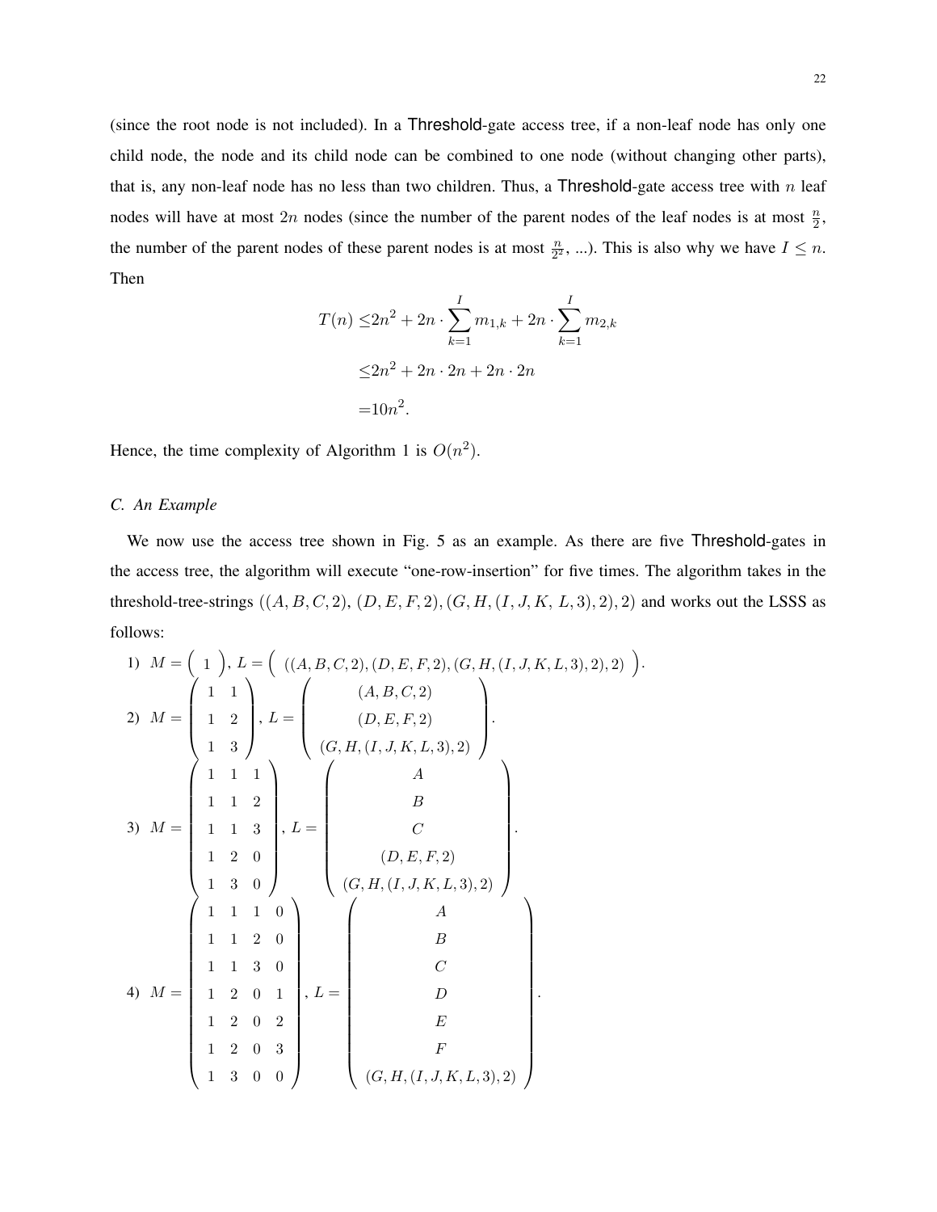(since the root node is not included). In a Threshold-gate access tree, if a non-leaf node has only one child node, the node and its child node can be combined to one node (without changing other parts), that is, any non-leaf node has no less than two children. Thus, a Threshold-gate access tree with $n$ leaf nodes will have at most $2n$ nodes (since the number of the parent nodes of the leaf nodes is at most $\frac{n}{2}$, the number of the parent nodes of these parent nodes is at most $\frac{n}{2^2}$, ...). This is also why we have $I \leq n$. Then

$$
\begin{aligned}
T(n) \leq & 2n^2 + 2n \cdot \sum_{k=1}^{I} m_{1,k} + 2n \cdot \sum_{k=1}^{I} m_{2,k} \\
\leq & 2n^2 + 2n \cdot 2n + 2n \cdot 2n \\
= & 10n^2.
\end{aligned}
$$

Hence, the time complexity of Algorithm 1 is $O(n^2)$.

### C. An Example

We now use the access tree shown in Fig. 5 as an example. As there are five Threshold-gates in the access tree, the algorithm will execute "one-row-insertion" for five times. The algorithm takes in the threshold-tree-strings $((A, B, C, 2),\ (D, E, F, 2), (G, H, (I, J, K,\ L, 3), 2), 2)$ and works out the LSSS as follows:

1) $M = \begin{pmatrix} 1 \end{pmatrix}$, $L = \begin{pmatrix} ((A, B, C, 2), (D, E, F, 2), (G, H, (I, J, K, L, 3), 2), 2) \end{pmatrix}$.

2) $M = \begin{pmatrix} 1 & 1 \\ 1 & 2 \\ 1 & 3 \end{pmatrix}$, $L = \begin{pmatrix} (A, B, C, 2) \\ (D, E, F, 2) \\ (G, H, (I, J, K, L, 3), 2) \end{pmatrix}$.

3) $M = \begin{pmatrix} 1 & 1 & 1 \\ 1 & 1 & 2 \\ 1 & 1 & 3 \\ 1 & 2 & 0 \\ 1 & 3 & 0 \end{pmatrix}$, $L = \begin{pmatrix} A \\ B \\ C \\ (D, E, F, 2) \\ (G, H, (I, J, K, L, 3), 2) \end{pmatrix}$.

4) $M = \begin{pmatrix} 1 & 1 & 1 & 0 \\ 1 & 1 & 2 & 0 \\ 1 & 1 & 3 & 0 \\ 1 & 2 & 0 & 1 \\ 1 & 2 & 0 & 2 \\ 1 & 2 & 0 & 3 \\ 1 & 3 & 0 & 0 \end{pmatrix}$, $L = \begin{pmatrix} A \\ B \\ C \\ D \\ E \\ F \\ (G, H, (I, J, K, L, 3), 2) \end{pmatrix}$.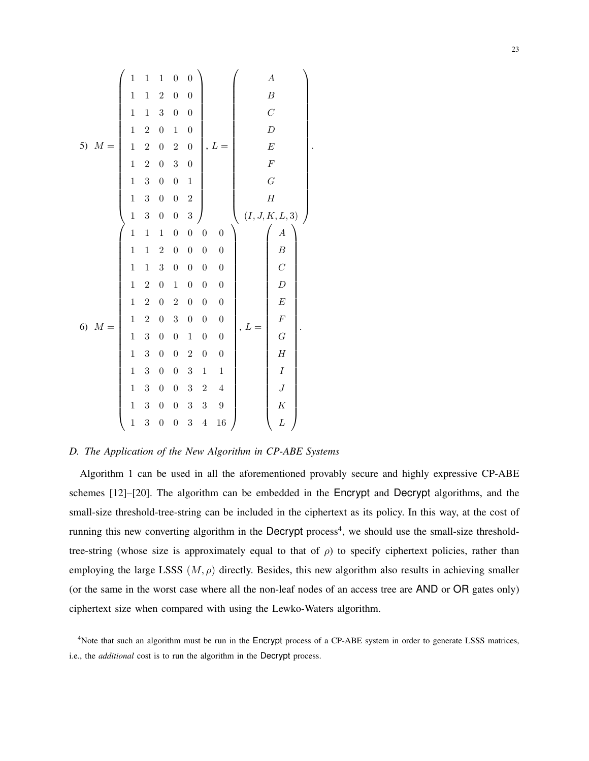5) $$M = \begin{pmatrix} 1 & 1 & 1 & 0 & 0 \\ 1 & 1 & 2 & 0 & 0 \\ 1 & 1 & 3 & 0 & 0 \\ 1 & 2 & 0 & 1 & 0 \\ 1 & 2 & 0 & 2 & 0 \\ 1 & 2 & 0 & 3 & 0 \\ 1 & 3 & 0 & 0 & 1 \\ 1 & 3 & 0 & 0 & 2 \\ 1 & 3 & 0 & 0 & 3 \end{pmatrix}, L = \begin{pmatrix} A \\ B \\ C \\ D \\ E \\ F \\ G \\ H \\ (I, J, K, L, 3) \end{pmatrix}.$$

6) $$M = \begin{pmatrix} 1 & 1 & 1 & 0 & 0 & 0 & 0 \\ 1 & 1 & 2 & 0 & 0 & 0 & 0 \\ 1 & 1 & 3 & 0 & 0 & 0 & 0 \\ 1 & 2 & 0 & 1 & 0 & 0 & 0 \\ 1 & 2 & 0 & 2 & 0 & 0 & 0 \\ 1 & 2 & 0 & 3 & 0 & 0 & 0 \\ 1 & 3 & 0 & 0 & 1 & 0 & 0 \\ 1 & 3 & 0 & 0 & 2 & 0 & 0 \\ 1 & 3 & 0 & 0 & 3 & 1 & 1 \\ 1 & 3 & 0 & 0 & 3 & 2 & 4 \\ 1 & 3 & 0 & 0 & 3 & 3 & 9 \\ 1 & 3 & 0 & 0 & 3 & 4 & 16 \end{pmatrix}, L = \begin{pmatrix} A \\ B \\ C \\ D \\ E \\ F \\ G \\ H \\ I \\ J \\ K \\ L \end{pmatrix}.$$

### *D. The Application of the New Algorithm in CP-ABE Systems*

Algorithm 1 can be used in all the aforementioned provably secure and highly expressive CP-ABE schemes [12]–[20]. The algorithm can be embedded in the Encrypt and Decrypt algorithms, and the small-size threshold-tree-string can be included in the ciphertext as its policy. In this way, at the cost of running this new converting algorithm in the Decrypt process[4], we should use the small-size threshold-tree-string (whose size is approximately equal to that of $\rho$) to specify ciphertext policies, rather than employing the large LSSS $(M, \rho)$ directly. Besides, this new algorithm also results in achieving smaller (or the same in the worst case where all the non-leaf nodes of an access tree are AND or OR gates only) ciphertext size when compared with using the Lewko-Waters algorithm.

[4]Note that such an algorithm must be run in the Encrypt process of a CP-ABE system in order to generate LSSS matrices, i.e., the *additional* cost is to run the algorithm in the Decrypt process.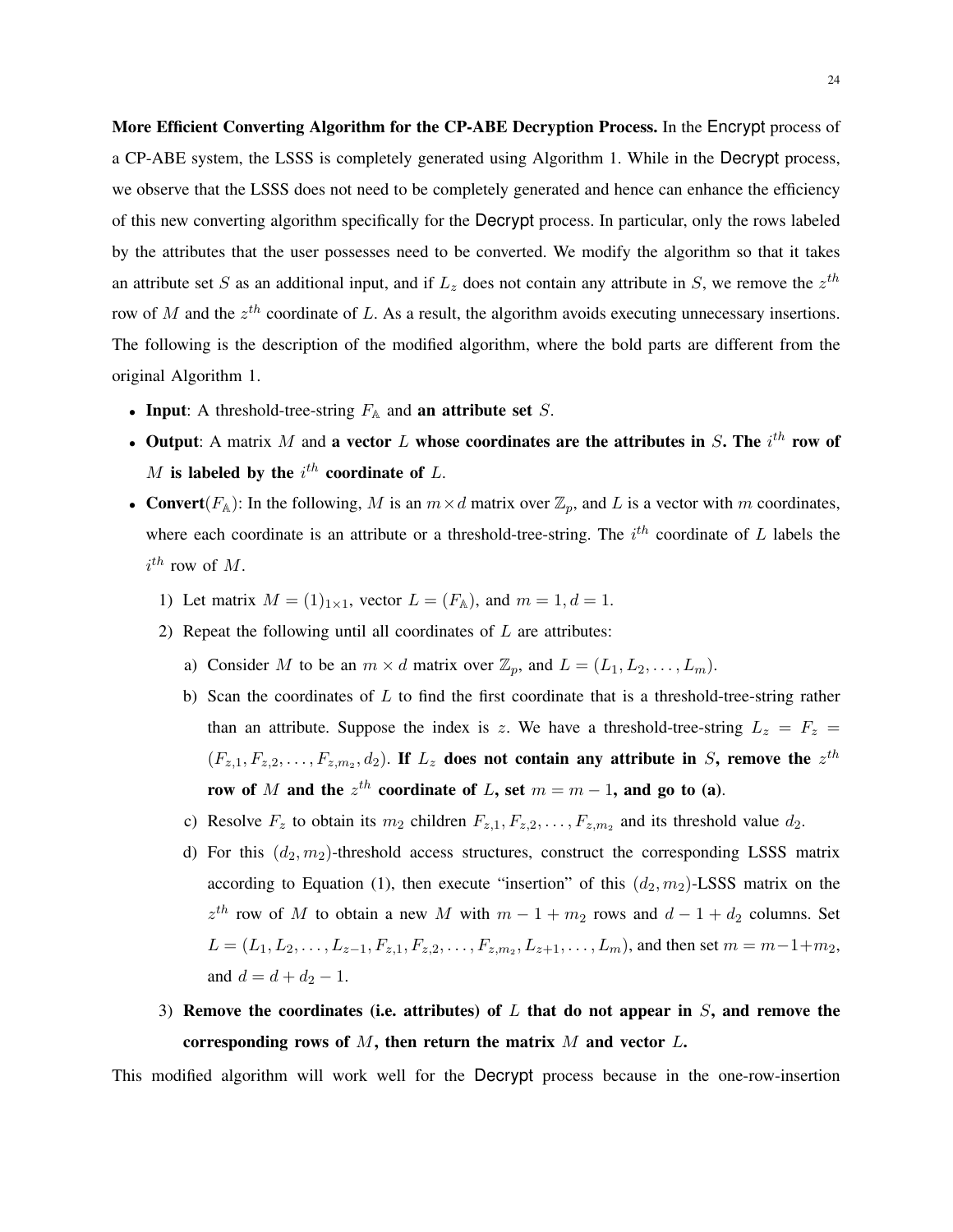**More Efficient Converting Algorithm for the CP-ABE Decryption Process.** In the Encrypt process of a CP-ABE system, the LSSS is completely generated using Algorithm 1. While in the Decrypt process, we observe that the LSSS does not need to be completely generated and hence can enhance the efficiency of this new converting algorithm specifically for the Decrypt process. In particular, only the rows labeled by the attributes that the user possesses need to be converted. We modify the algorithm so that it takes an attribute set $S$ as an additional input, and if $L_z$ does not contain any attribute in $S$, we remove the $z^{th}$ row of $M$ and the $z^{th}$ coordinate of $L$. As a result, the algorithm avoids executing unnecessary insertions. The following is the description of the modified algorithm, where the bold parts are different from the original Algorithm 1.

- **Input**: A threshold-tree-string $F_{\mathbb{A}}$ and **an attribute set** $S$.
- **Output**: A matrix $M$ and **a vector** $L$ **whose coordinates are the attributes in** $S$**. The** $i^{th}$ **row of** $M$ **is labeled by the** $i^{th}$ **coordinate of** $L$.
- **Convert**($F_{\mathbb{A}}$): In the following, $M$ is an $m \times d$ matrix over $\mathbb{Z}_p$, and $L$ is a vector with $m$ coordinates, where each coordinate is an attribute or a threshold-tree-string. The $i^{th}$ coordinate of $L$ labels the $i^{th}$ row of $M$.
  1) Let matrix $M = (1)_{1\times 1}$, vector $L = (F_{\mathbb{A}})$, and $m = 1, d = 1$.
  2) Repeat the following until all coordinates of $L$ are attributes:
     a) Consider $M$ to be an $m \times d$ matrix over $\mathbb{Z}_p$, and $L = (L_1, L_2, \ldots, L_m)$.
     b) Scan the coordinates of $L$ to find the first coordinate that is a threshold-tree-string rather than an attribute. Suppose the index is $z$. We have a threshold-tree-string $L_z = F_z = (F_{z,1}, F_{z,2}, \ldots, F_{z,m_2}, d_2)$. **If** $L_z$ **does not contain any attribute in** $S$**, remove the** $z^{th}$ **row of** $M$ **and the** $z^{th}$ **coordinate of** $L$**, set** $m = m - 1$**, and go to (a)**.
     c) Resolve $F_z$ to obtain its $m_2$ children $F_{z,1}, F_{z,2}, \ldots, F_{z,m_2}$ and its threshold value $d_2$.
     d) For this $(d_2, m_2)$-threshold access structures, construct the corresponding LSSS matrix according to Equation (1), then execute "insertion" of this $(d_2, m_2)$-LSSS matrix on the $z^{th}$ row of $M$ to obtain a new $M$ with $m - 1 + m_2$ rows and $d - 1 + d_2$ columns. Set $L = (L_1, L_2, \ldots, L_{z-1}, F_{z,1}, F_{z,2}, \ldots, F_{z,m_2}, L_{z+1}, \ldots, L_m)$, and then set $m = m - 1 + m_2$, and $d = d + d_2 - 1$.
  3) **Remove the coordinates (i.e. attributes) of** $L$ **that do not appear in** $S$**, and remove the corresponding rows of** $M$**, then return the matrix** $M$ **and vector** $L$**.**

This modified algorithm will work well for the Decrypt process because in the one-row-insertion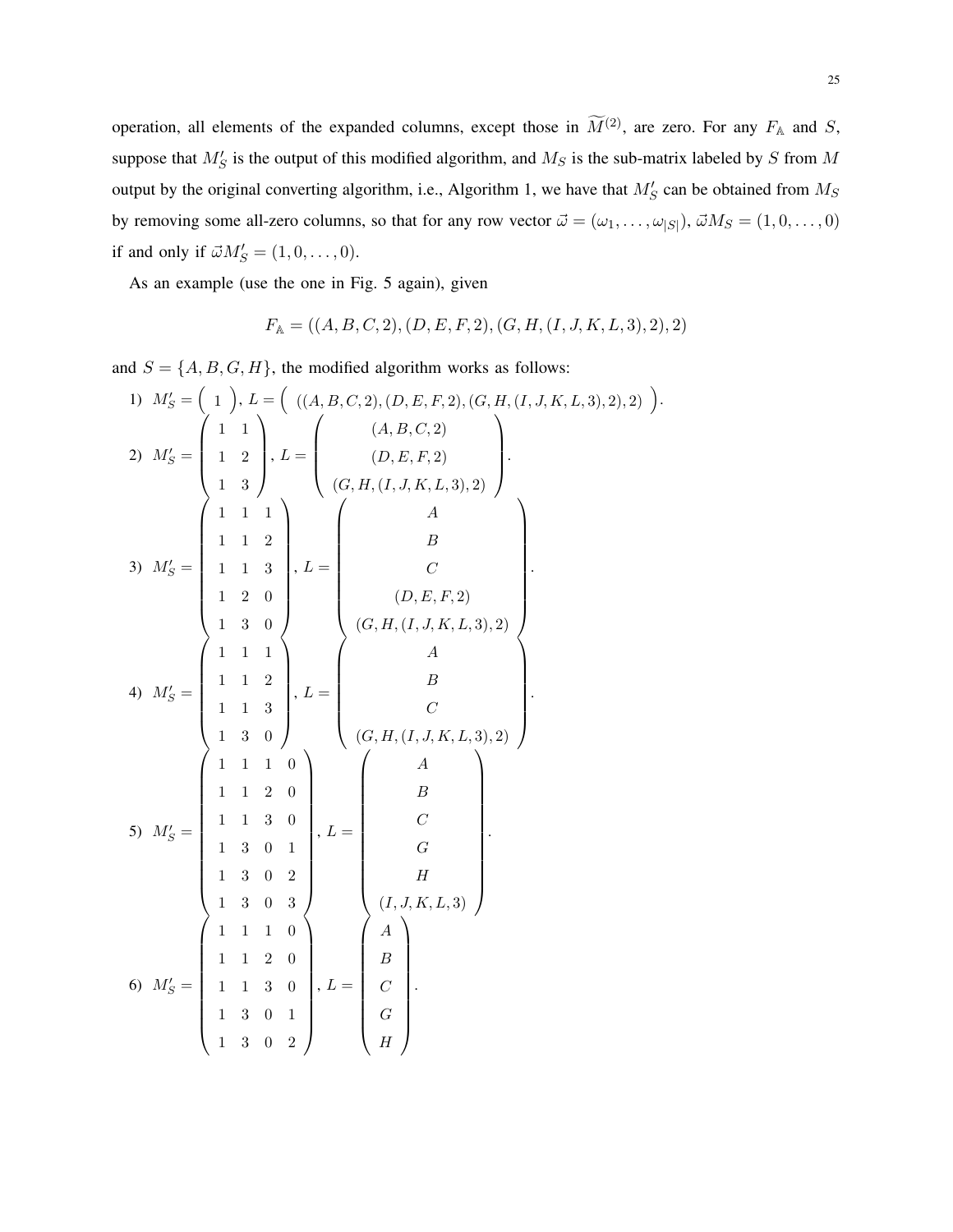operation, all elements of the expanded columns, except those in $\widetilde{M}^{(2)}$, are zero. For any $F_{\mathbb{A}}$ and $S$, suppose that $M'_S$ is the output of this modified algorithm, and $M_S$ is the sub-matrix labeled by $S$ from $M$ output by the original converting algorithm, i.e., Algorithm 1, we have that $M'_S$ can be obtained from $M_S$ by removing some all-zero columns, so that for any row vector $\vec{\omega} = (\omega_1, \ldots, \omega_{|S|})$, $\vec{\omega} M_S = (1, 0, \ldots, 0)$ if and only if $\vec{\omega} M'_S = (1, 0, \ldots, 0)$.

As an example (use the one in Fig. 5 again), given

$$F_{\mathbb{A}} = ((A, B, C, 2), (D, E, F, 2), (G, H, (I, J, K, L, 3), 2), 2)$$

and $S = \{A, B, G, H\}$, the modified algorithm works as follows:

1) $M'_S = \begin{pmatrix} 1 \end{pmatrix}$, $L = \begin{pmatrix} ((A, B, C, 2), (D, E, F, 2), (G, H, (I, J, K, L, 3), 2), 2) \end{pmatrix}$.

2) $M'_S = \begin{pmatrix} 1 & 1 \\ 1 & 2 \\ 1 & 3 \end{pmatrix}$, $L = \begin{pmatrix} (A, B, C, 2) \\ (D, E, F, 2) \\ (G, H, (I, J, K, L, 3), 2) \end{pmatrix}$.

3) $M'_S = \begin{pmatrix} 1 & 1 & 1 \\ 1 & 1 & 2 \\ 1 & 1 & 3 \\ 1 & 2 & 0 \\ 1 & 3 & 0 \end{pmatrix}$, $L = \begin{pmatrix} A \\ B \\ C \\ (D, E, F, 2) \\ (G, H, (I, J, K, L, 3), 2) \end{pmatrix}$.

4) $M'_S = \begin{pmatrix} 1 & 1 & 1 \\ 1 & 1 & 2 \\ 1 & 1 & 3 \\ 1 & 3 & 0 \end{pmatrix}$, $L = \begin{pmatrix} A \\ B \\ C \\ (G, H, (I, J, K, L, 3), 2) \end{pmatrix}$.

5) $M'_S = \begin{pmatrix} 1 & 1 & 1 & 0 \\ 1 & 1 & 2 & 0 \\ 1 & 1 & 3 & 0 \\ 1 & 3 & 0 & 1 \\ 1 & 3 & 0 & 2 \\ 1 & 3 & 0 & 3 \end{pmatrix}$, $L = \begin{pmatrix} A \\ B \\ C \\ G \\ H \\ (I, J, K, L, 3) \end{pmatrix}$.

6) $M'_S = \begin{pmatrix} 1 & 1 & 1 & 0 \\ 1 & 1 & 2 & 0 \\ 1 & 1 & 3 & 0 \\ 1 & 3 & 0 & 1 \\ 1 & 3 & 0 & 2 \end{pmatrix}$, $L = \begin{pmatrix} A \\ B \\ C \\ G \\ H \end{pmatrix}$.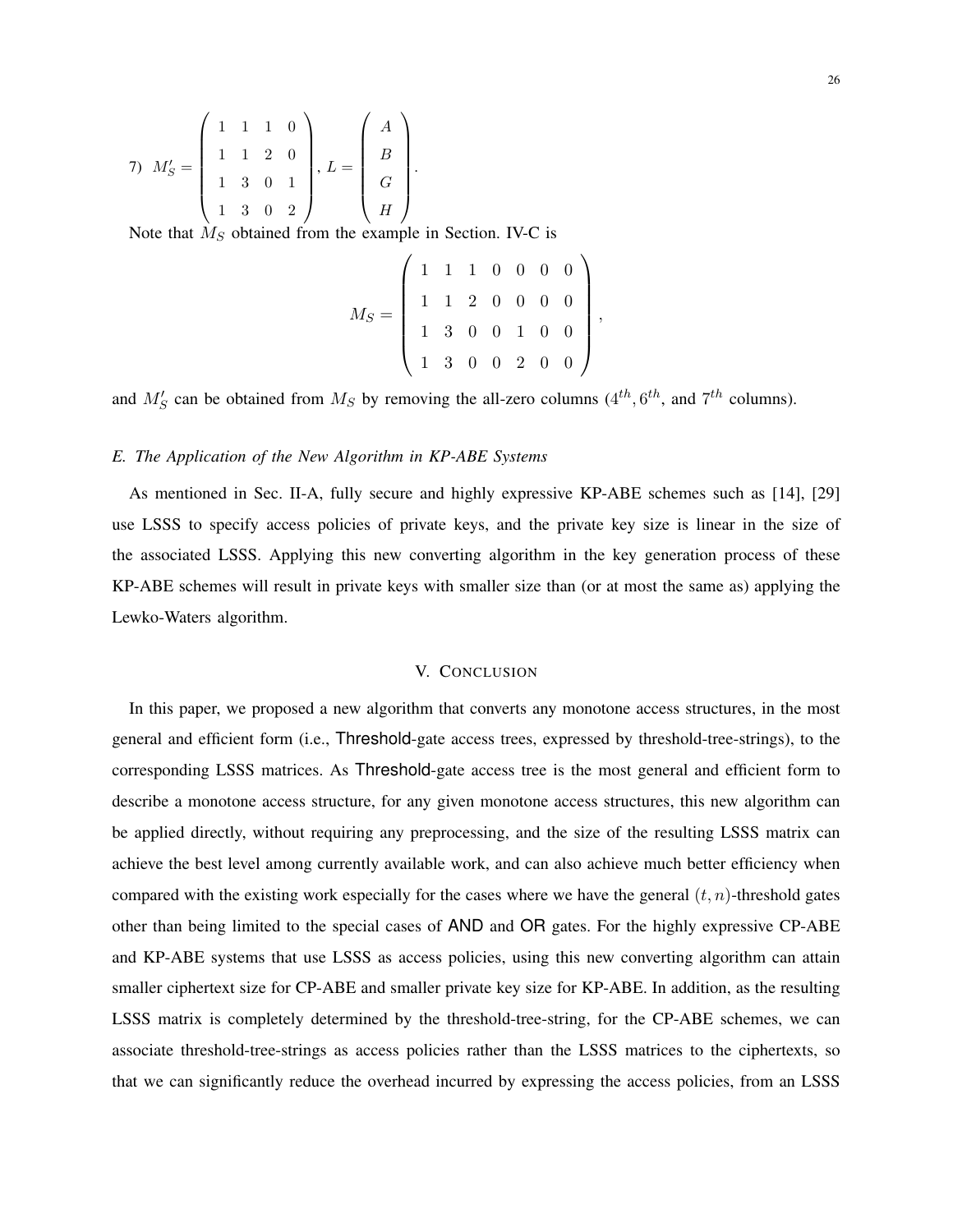7) $M'_S = \begin{pmatrix} 1 & 1 & 1 & 0 \\ 1 & 1 & 2 & 0 \\ 1 & 3 & 0 & 1 \\ 1 & 3 & 0 & 2 \end{pmatrix}$, $L = \begin{pmatrix} A \\ B \\ G \\ H \end{pmatrix}$.

Note that $M_S$ obtained from the example in Section. IV-C is

$$M_S = \begin{pmatrix} 1 & 1 & 1 & 0 & 0 & 0 & 0 \\ 1 & 1 & 2 & 0 & 0 & 0 & 0 \\ 1 & 3 & 0 & 0 & 1 & 0 & 0 \\ 1 & 3 & 0 & 0 & 2 & 0 & 0 \end{pmatrix},$$

and $M'_S$ can be obtained from $M_S$ by removing the all-zero columns ($4^{th}, 6^{th}$, and $7^{th}$ columns).

### *E. The Application of the New Algorithm in KP-ABE Systems*

As mentioned in Sec. II-A, fully secure and highly expressive KP-ABE schemes such as [14], [29] use LSSS to specify access policies of private keys, and the private key size is linear in the size of the associated LSSS. Applying this new converting algorithm in the key generation process of these KP-ABE schemes will result in private keys with smaller size than (or at most the same as) applying the Lewko-Waters algorithm.

## V. Conclusion

In this paper, we proposed a new algorithm that converts any monotone access structures, in the most general and efficient form (i.e., Threshold-gate access trees, expressed by threshold-tree-strings), to the corresponding LSSS matrices. As Threshold-gate access tree is the most general and efficient form to describe a monotone access structure, for any given monotone access structures, this new algorithm can be applied directly, without requiring any preprocessing, and the size of the resulting LSSS matrix can achieve the best level among currently available work, and can also achieve much better efficiency when compared with the existing work especially for the cases where we have the general $(t, n)$-threshold gates other than being limited to the special cases of AND and OR gates. For the highly expressive CP-ABE and KP-ABE systems that use LSSS as access policies, using this new converting algorithm can attain smaller ciphertext size for CP-ABE and smaller private key size for KP-ABE. In addition, as the resulting LSSS matrix is completely determined by the threshold-tree-string, for the CP-ABE schemes, we can associate threshold-tree-strings as access policies rather than the LSSS matrices to the ciphertexts, so that we can significantly reduce the overhead incurred by expressing the access policies, from an LSSS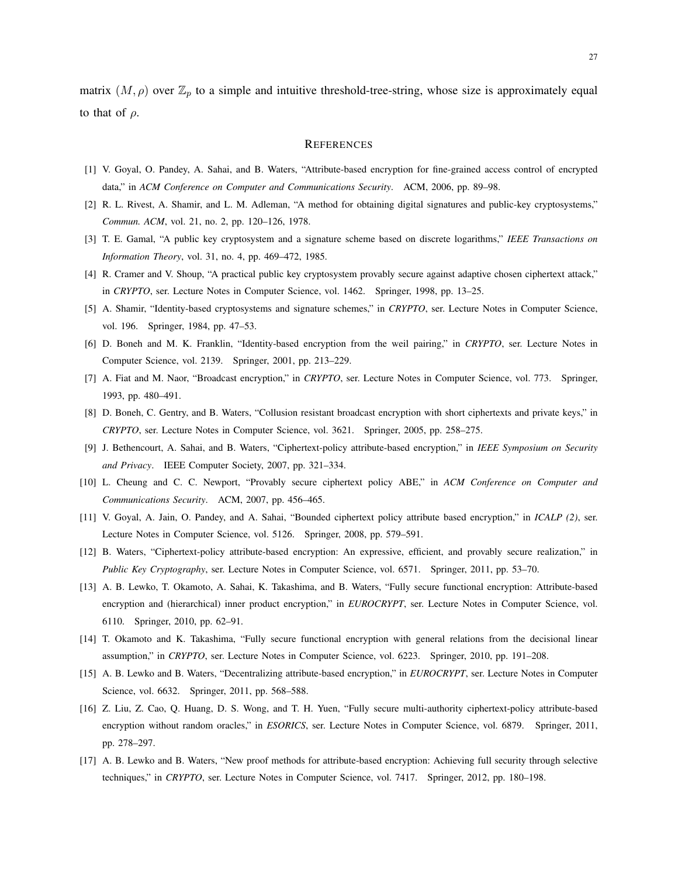matrix $(M, \rho)$ over $\mathbb{Z}_p$ to a simple and intuitive threshold-tree-string, whose size is approximately equal to that of $\rho$.

## References

[1] V. Goyal, O. Pandey, A. Sahai, and B. Waters, "Attribute-based encryption for fine-grained access control of encrypted data," in *ACM Conference on Computer and Communications Security*. ACM, 2006, pp. 89–98.

[2] R. L. Rivest, A. Shamir, and L. M. Adleman, "A method for obtaining digital signatures and public-key cryptosystems," *Commun. ACM*, vol. 21, no. 2, pp. 120–126, 1978.

[3] T. E. Gamal, "A public key cryptosystem and a signature scheme based on discrete logarithms," *IEEE Transactions on Information Theory*, vol. 31, no. 4, pp. 469–472, 1985.

[4] R. Cramer and V. Shoup, "A practical public key cryptosystem provably secure against adaptive chosen ciphertext attack," in *CRYPTO*, ser. Lecture Notes in Computer Science, vol. 1462. Springer, 1998, pp. 13–25.

[5] A. Shamir, "Identity-based cryptosystems and signature schemes," in *CRYPTO*, ser. Lecture Notes in Computer Science, vol. 196. Springer, 1984, pp. 47–53.

[6] D. Boneh and M. K. Franklin, "Identity-based encryption from the weil pairing," in *CRYPTO*, ser. Lecture Notes in Computer Science, vol. 2139. Springer, 2001, pp. 213–229.

[7] A. Fiat and M. Naor, "Broadcast encryption," in *CRYPTO*, ser. Lecture Notes in Computer Science, vol. 773. Springer, 1993, pp. 480–491.

[8] D. Boneh, C. Gentry, and B. Waters, "Collusion resistant broadcast encryption with short ciphertexts and private keys," in *CRYPTO*, ser. Lecture Notes in Computer Science, vol. 3621. Springer, 2005, pp. 258–275.

[9] J. Bethencourt, A. Sahai, and B. Waters, "Ciphertext-policy attribute-based encryption," in *IEEE Symposium on Security and Privacy*. IEEE Computer Society, 2007, pp. 321–334.

[10] L. Cheung and C. C. Newport, "Provably secure ciphertext policy ABE," in *ACM Conference on Computer and Communications Security*. ACM, 2007, pp. 456–465.

[11] V. Goyal, A. Jain, O. Pandey, and A. Sahai, "Bounded ciphertext policy attribute based encryption," in *ICALP (2)*, ser. Lecture Notes in Computer Science, vol. 5126. Springer, 2008, pp. 579–591.

[12] B. Waters, "Ciphertext-policy attribute-based encryption: An expressive, efficient, and provably secure realization," in *Public Key Cryptography*, ser. Lecture Notes in Computer Science, vol. 6571. Springer, 2011, pp. 53–70.

[13] A. B. Lewko, T. Okamoto, A. Sahai, K. Takashima, and B. Waters, "Fully secure functional encryption: Attribute-based encryption and (hierarchical) inner product encryption," in *EUROCRYPT*, ser. Lecture Notes in Computer Science, vol. 6110. Springer, 2010, pp. 62–91.

[14] T. Okamoto and K. Takashima, "Fully secure functional encryption with general relations from the decisional linear assumption," in *CRYPTO*, ser. Lecture Notes in Computer Science, vol. 6223. Springer, 2010, pp. 191–208.

[15] A. B. Lewko and B. Waters, "Decentralizing attribute-based encryption," in *EUROCRYPT*, ser. Lecture Notes in Computer Science, vol. 6632. Springer, 2011, pp. 568–588.

[16] Z. Liu, Z. Cao, Q. Huang, D. S. Wong, and T. H. Yuen, "Fully secure multi-authority ciphertext-policy attribute-based encryption without random oracles," in *ESORICS*, ser. Lecture Notes in Computer Science, vol. 6879. Springer, 2011, pp. 278–297.

[17] A. B. Lewko and B. Waters, "New proof methods for attribute-based encryption: Achieving full security through selective techniques," in *CRYPTO*, ser. Lecture Notes in Computer Science, vol. 7417. Springer, 2012, pp. 180–198.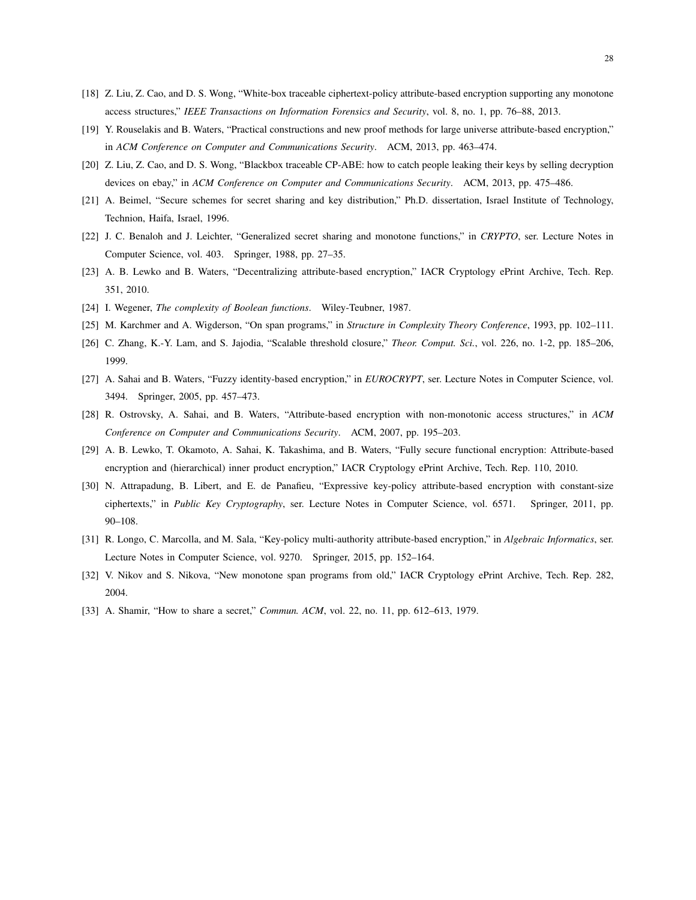[18] Z. Liu, Z. Cao, and D. S. Wong, "White-box traceable ciphertext-policy attribute-based encryption supporting any monotone access structures," *IEEE Transactions on Information Forensics and Security*, vol. 8, no. 1, pp. 76–88, 2013.

[19] Y. Rouselakis and B. Waters, "Practical constructions and new proof methods for large universe attribute-based encryption," in *ACM Conference on Computer and Communications Security*. ACM, 2013, pp. 463–474.

[20] Z. Liu, Z. Cao, and D. S. Wong, "Blackbox traceable CP-ABE: how to catch people leaking their keys by selling decryption devices on ebay," in *ACM Conference on Computer and Communications Security*. ACM, 2013, pp. 475–486.

[21] A. Beimel, "Secure schemes for secret sharing and key distribution," Ph.D. dissertation, Israel Institute of Technology, Technion, Haifa, Israel, 1996.

[22] J. C. Benaloh and J. Leichter, "Generalized secret sharing and monotone functions," in *CRYPTO*, ser. Lecture Notes in Computer Science, vol. 403. Springer, 1988, pp. 27–35.

[23] A. B. Lewko and B. Waters, "Decentralizing attribute-based encryption," IACR Cryptology ePrint Archive, Tech. Rep. 351, 2010.

[24] I. Wegener, *The complexity of Boolean functions*. Wiley-Teubner, 1987.

[25] M. Karchmer and A. Wigderson, "On span programs," in *Structure in Complexity Theory Conference*, 1993, pp. 102–111.

[26] C. Zhang, K.-Y. Lam, and S. Jajodia, "Scalable threshold closure," *Theor. Comput. Sci.*, vol. 226, no. 1-2, pp. 185–206, 1999.

[27] A. Sahai and B. Waters, "Fuzzy identity-based encryption," in *EUROCRYPT*, ser. Lecture Notes in Computer Science, vol. 3494. Springer, 2005, pp. 457–473.

[28] R. Ostrovsky, A. Sahai, and B. Waters, "Attribute-based encryption with non-monotonic access structures," in *ACM Conference on Computer and Communications Security*. ACM, 2007, pp. 195–203.

[29] A. B. Lewko, T. Okamoto, A. Sahai, K. Takashima, and B. Waters, "Fully secure functional encryption: Attribute-based encryption and (hierarchical) inner product encryption," IACR Cryptology ePrint Archive, Tech. Rep. 110, 2010.

[30] N. Attrapadung, B. Libert, and E. de Panafieu, "Expressive key-policy attribute-based encryption with constant-size ciphertexts," in *Public Key Cryptography*, ser. Lecture Notes in Computer Science, vol. 6571. Springer, 2011, pp. 90–108.

[31] R. Longo, C. Marcolla, and M. Sala, "Key-policy multi-authority attribute-based encryption," in *Algebraic Informatics*, ser. Lecture Notes in Computer Science, vol. 9270. Springer, 2015, pp. 152–164.

[32] V. Nikov and S. Nikova, "New monotone span programs from old," IACR Cryptology ePrint Archive, Tech. Rep. 282, 2004.

[33] A. Shamir, "How to share a secret," *Commun. ACM*, vol. 22, no. 11, pp. 612–613, 1979.